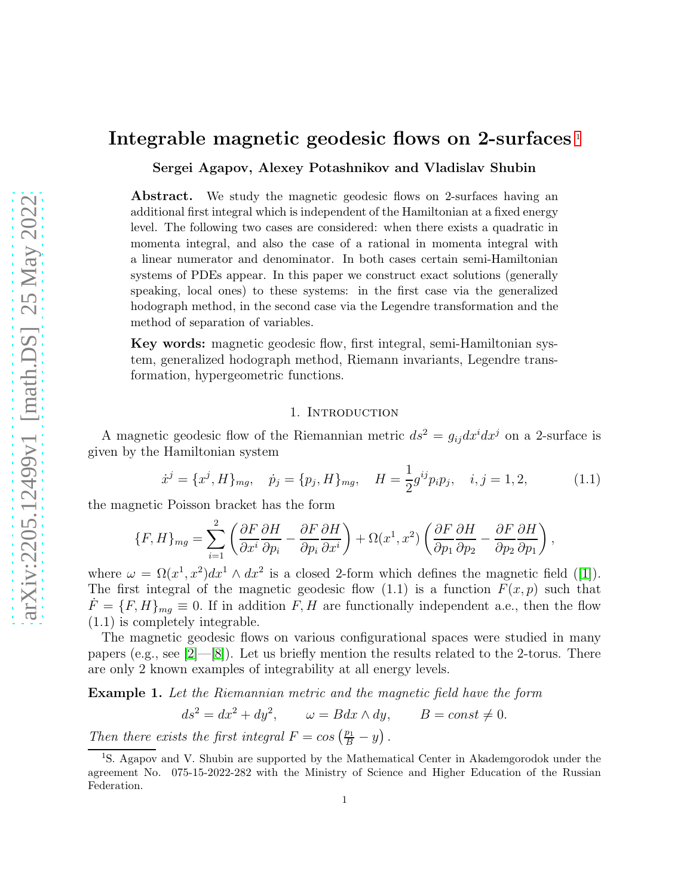# Integrable magnetic geodesic flows on 2-surfaces [1]

**Sergei Agapov, Alexey Potashnikov and Vladislav Shubin**

**Abstract.** We study the magnetic geodesic flows on 2-surfaces having an additional first integral which is independent of the Hamiltonian at a fixed energy level. The following two cases are considered: when there exists a quadratic in momenta integral, and also the case of a rational in momenta integral with a linear numerator and denominator. In both cases certain semi-Hamiltonian systems of PDEs appear. In this paper we construct exact solutions (generally speaking, local ones) to these systems: in the first case via the generalized hodograph method, in the second case via the Legendre transformation and the method of separation of variables.

**Key words:** magnetic geodesic flow, first integral, semi-Hamiltonian system, generalized hodograph method, Riemann invariants, Legendre transformation, hypergeometric functions.

## 1. Introduction

A magnetic geodesic flow of the Riemannian metric $ds^2 = g_{ij}dx^i dx^j$ on a 2-surface is given by the Hamiltonian system

$$\dot{x}^j = \{x^j, H\}_{mg}, \quad \dot{p}_j = \{p_j, H\}_{mg}, \quad H = \frac{1}{2}g^{ij}p_i p_j, \quad i,j = 1,2, \tag{1.1}$$

the magnetic Poisson bracket has the form

$$\{F, H\}_{mg} = \sum_{i=1}^{2}\left(\frac{\partial F}{\partial x^i}\frac{\partial H}{\partial p_i} - \frac{\partial F}{\partial p_i}\frac{\partial H}{\partial x^i}\right) + \Omega(x^1, x^2)\left(\frac{\partial F}{\partial p_1}\frac{\partial H}{\partial p_2} - \frac{\partial F}{\partial p_2}\frac{\partial H}{\partial p_1}\right),$$

where $\omega = \Omega(x^1, x^2)dx^1 \wedge dx^2$ is a closed 2-form which defines the magnetic field ([1]). The first integral of the magnetic geodesic flow (1.1) is a function $F(x,p)$ such that $\dot{F} = \{F, H\}_{mg} \equiv 0$. If in addition $F, H$ are functionally independent a.e., then the flow (1.1) is completely integrable.

The magnetic geodesic flows on various configurational spaces were studied in many papers (e.g., see [2]—[8]). Let us briefly mention the results related to the 2-torus. There are only 2 known examples of integrability at all energy levels.

**Example 1.** *Let the Riemannian metric and the magnetic field have the form*

$$ds^2 = dx^2 + dy^2, \qquad \omega = Bdx \wedge dy, \qquad B = const \neq 0.$$

*Then there exists the first integral* $F = \cos\left(\frac{p_1}{B} - y\right)$.

---

[1] S. Agapov and V. Shubin are supported by the Mathematical Center in Akademgorodok under the agreement No. 075-15-2022-282 with the Ministry of Science and Higher Education of the Russian Federation.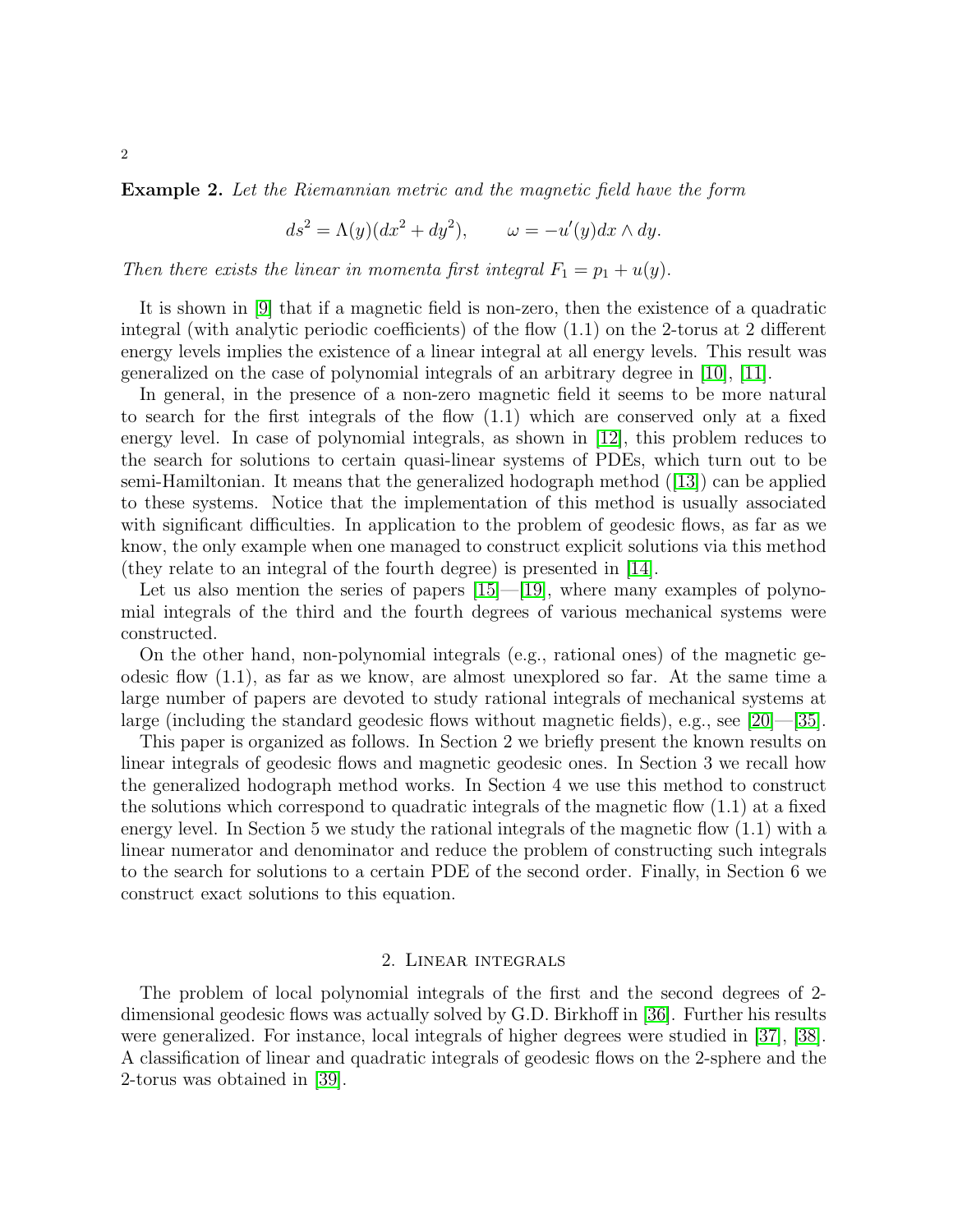**Example 2.** *Let the Riemannian metric and the magnetic field have the form*

$$ds^2 = \Lambda(y)(dx^2 + dy^2), \qquad \omega = -u'(y) dx \wedge dy.$$

*Then there exists the linear in momenta first integral $F_1 = p_1 + u(y)$.*

It is shown in [9] that if a magnetic field is non-zero, then the existence of a quadratic integral (with analytic periodic coefficients) of the flow (1.1) on the 2-torus at 2 different energy levels implies the existence of a linear integral at all energy levels. This result was generalized on the case of polynomial integrals of an arbitrary degree in [10], [11].

In general, in the presence of a non-zero magnetic field it seems to be more natural to search for the first integrals of the flow (1.1) which are conserved only at a fixed energy level. In case of polynomial integrals, as shown in [12], this problem reduces to the search for solutions to certain quasi-linear systems of PDEs, which turn out to be semi-Hamiltonian. It means that the generalized hodograph method ([13]) can be applied to these systems. Notice that the implementation of this method is usually associated with significant difficulties. In application to the problem of geodesic flows, as far as we know, the only example when one managed to construct explicit solutions via this method (they relate to an integral of the fourth degree) is presented in [14].

Let us also mention the series of papers [15]—[19], where many examples of polynomial integrals of the third and the fourth degrees of various mechanical systems were constructed.

On the other hand, non-polynomial integrals (e.g., rational ones) of the magnetic geodesic flow (1.1), as far as we know, are almost unexplored so far. At the same time a large number of papers are devoted to study rational integrals of mechanical systems at large (including the standard geodesic flows without magnetic fields), e.g., see [20]—[35].

This paper is organized as follows. In Section 2 we briefly present the known results on linear integrals of geodesic flows and magnetic geodesic ones. In Section 3 we recall how the generalized hodograph method works. In Section 4 we use this method to construct the solutions which correspond to quadratic integrals of the magnetic flow (1.1) at a fixed energy level. In Section 5 we study the rational integrals of the magnetic flow (1.1) with a linear numerator and denominator and reduce the problem of constructing such integrals to the search for solutions to a certain PDE of the second order. Finally, in Section 6 we construct exact solutions to this equation.

## 2. Linear integrals

The problem of local polynomial integrals of the first and the second degrees of 2-dimensional geodesic flows was actually solved by G.D. Birkhoff in [36]. Further his results were generalized. For instance, local integrals of higher degrees were studied in [37], [38]. A classification of linear and quadratic integrals of geodesic flows on the 2-sphere and the 2-torus was obtained in [39].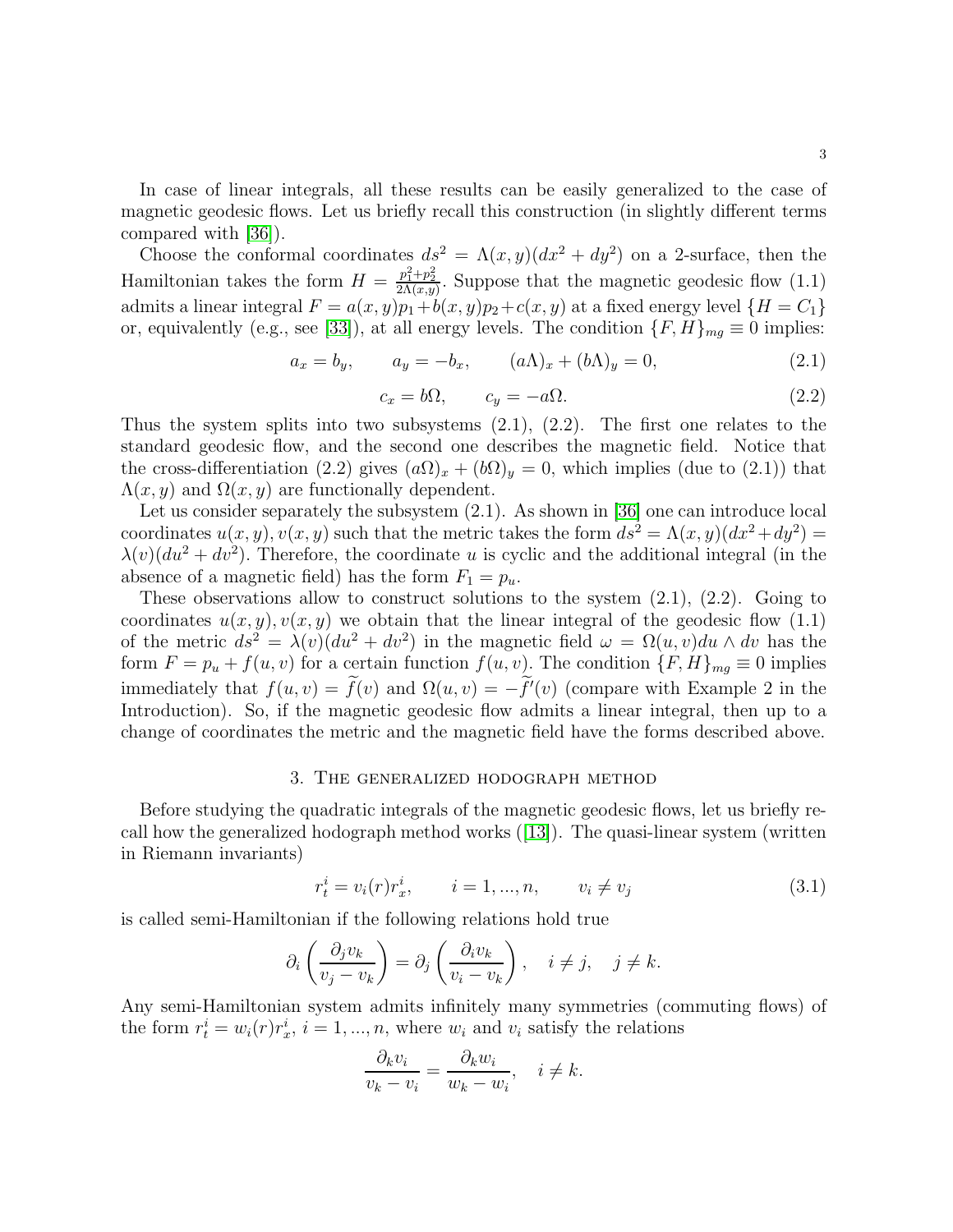In case of linear integrals, all these results can be easily generalized to the case of magnetic geodesic flows. Let us briefly recall this construction (in slightly different terms compared with [36]).

Choose the conformal coordinates $ds^2 = \Lambda(x,y)(dx^2+dy^2)$ on a 2-surface, then the Hamiltonian takes the form $H = \frac{p_1^2+p_2^2}{2\Lambda(x,y)}$. Suppose that the magnetic geodesic flow (1.1) admits a linear integral $F = a(x,y)p_1 + b(x,y)p_2 + c(x,y)$ at a fixed energy level $\{H = C_1\}$ or, equivalently (e.g., see [33]), at all energy levels. The condition $\{F,H\}_{mg} \equiv 0$ implies:

$$a_x = b_y, \qquad a_y = -b_x, \qquad (a\Lambda)_x + (b\Lambda)_y = 0, \tag{2.1}$$

$$c_x = b\Omega, \qquad c_y = -a\Omega. \tag{2.2}$$

Thus the system splits into two subsystems (2.1), (2.2). The first one relates to the standard geodesic flow, and the second one describes the magnetic field. Notice that the cross-differentiation (2.2) gives $(a\Omega)_x + (b\Omega)_y = 0$, which implies (due to (2.1)) that $\Lambda(x,y)$ and $\Omega(x,y)$ are functionally dependent.

Let us consider separately the subsystem (2.1). As shown in [36] one can introduce local coordinates $u(x,y), v(x,y)$ such that the metric takes the form $ds^2 = \Lambda(x,y)(dx^2+dy^2) = \lambda(v)(du^2+dv^2)$. Therefore, the coordinate $u$ is cyclic and the additional integral (in the absence of a magnetic field) has the form $F_1 = p_u$.

These observations allow to construct solutions to the system (2.1), (2.2). Going to coordinates $u(x,y), v(x,y)$ we obtain that the linear integral of the geodesic flow (1.1) of the metric $ds^2 = \lambda(v)(du^2+dv^2)$ in the magnetic field $\omega = \Omega(u,v)du\wedge dv$ has the form $F = p_u + f(u,v)$ for a certain function $f(u,v)$. The condition $\{F,H\}_{mg} \equiv 0$ implies immediately that $f(u,v) = \widetilde{f}(v)$ and $\Omega(u,v) = -\widetilde{f}'(v)$ (compare with Example 2 in the Introduction). So, if the magnetic geodesic flow admits a linear integral, then up to a change of coordinates the metric and the magnetic field have the forms described above.

## 3. The generalized hodograph method

Before studying the quadratic integrals of the magnetic geodesic flows, let us briefly recall how the generalized hodograph method works ([13]). The quasi-linear system (written in Riemann invariants)

$$r^i_t = v_i(r) r^i_x, \qquad i = 1,\dots,n, \qquad v_i \neq v_j \tag{3.1}$$

is called semi-Hamiltonian if the following relations hold true

$$\partial_i\left(\frac{\partial_j v_k}{v_j - v_k}\right) = \partial_j\left(\frac{\partial_i v_k}{v_i - v_k}\right), \quad i \neq j, \quad j \neq k.$$

Any semi-Hamiltonian system admits infinitely many symmetries (commuting flows) of the form $r^i_t = w_i(r) r^i_x$, $i = 1,\dots,n$, where $w_i$ and $v_i$ satisfy the relations

$$\frac{\partial_k v_i}{v_k - v_i} = \frac{\partial_k w_i}{w_k - w_i}, \quad i \neq k.$$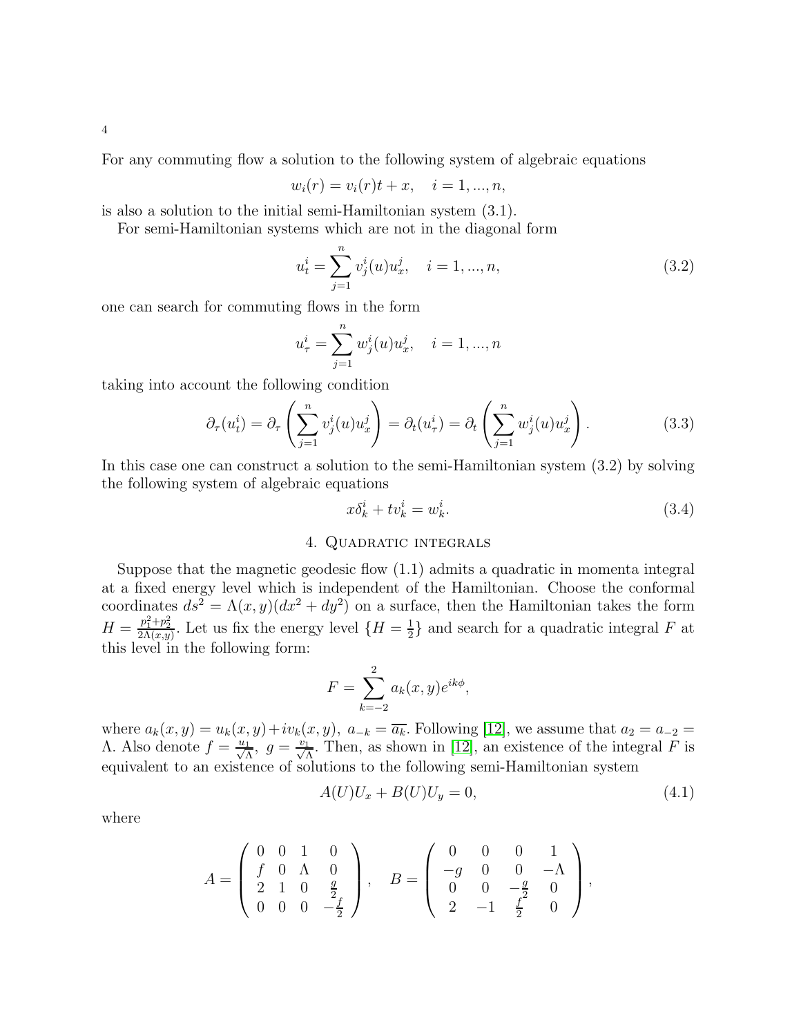For any commuting flow a solution to the following system of algebraic equations

$$w_i(r) = v_i(r)t + x, \quad i = 1, ..., n,$$

is also a solution to the initial semi-Hamiltonian system (3.1).

For semi-Hamiltonian systems which are not in the diagonal form

$$u^i_t = \sum_{j=1}^{n} v^i_j(u) u^j_x, \quad i = 1, ..., n, \tag{3.2}$$

one can search for commuting flows in the form

$$u^i_\tau = \sum_{j=1}^{n} w^i_j(u) u^j_x, \quad i = 1, ..., n$$

taking into account the following condition

$$\partial_\tau(u^i_t) = \partial_\tau \left( \sum_{j=1}^{n} v^i_j(u) u^j_x \right) = \partial_t(u^i_\tau) = \partial_t \left( \sum_{j=1}^{n} w^i_j(u) u^j_x \right). \tag{3.3}$$

In this case one can construct a solution to the semi-Hamiltonian system (3.2) by solving the following system of algebraic equations

$$x\delta^i_k + t v^i_k = w^i_k. \tag{3.4}$$

## 4. Quadratic integrals

Suppose that the magnetic geodesic flow (1.1) admits a quadratic in momenta integral at a fixed energy level which is independent of the Hamiltonian. Choose the conformal coordinates $ds^2 = \Lambda(x, y)(dx^2 + dy^2)$ on a surface, then the Hamiltonian takes the form $H = \frac{p_1^2 + p_2^2}{2\Lambda(x,y)}$. Let us fix the energy level $\{H = \frac{1}{2}\}$ and search for a quadratic integral $F$ at this level in the following form:

$$F = \sum_{k=-2}^{2} a_k(x, y) e^{ik\phi},$$

where $a_k(x, y) = u_k(x, y) + iv_k(x, y)$, $a_{-k} = \overline{a_k}$. Following [12], we assume that $a_2 = a_{-2} = \Lambda$. Also denote $f = \frac{u_1}{\sqrt{\Lambda}}$, $g = \frac{v_1}{\sqrt{\Lambda}}$. Then, as shown in [12], an existence of the integral $F$ is equivalent to an existence of solutions to the following semi-Hamiltonian system

$$A(U)U_x + B(U)U_y = 0, \tag{4.1}$$

where

$$A = \begin{pmatrix} 0 & 0 & 1 & 0 \\ f & 0 & \Lambda & 0 \\ 2 & 1 & 0 & \frac{g}{2} \\ 0 & 0 & 0 & -\frac{f}{2} \end{pmatrix}, \quad B = \begin{pmatrix} 0 & 0 & 0 & 1 \\ -g & 0 & 0 & -\Lambda \\ 0 & 0 & -\frac{g}{2} & 0 \\ 2 & -1 & \frac{f}{2} & 0 \end{pmatrix},$$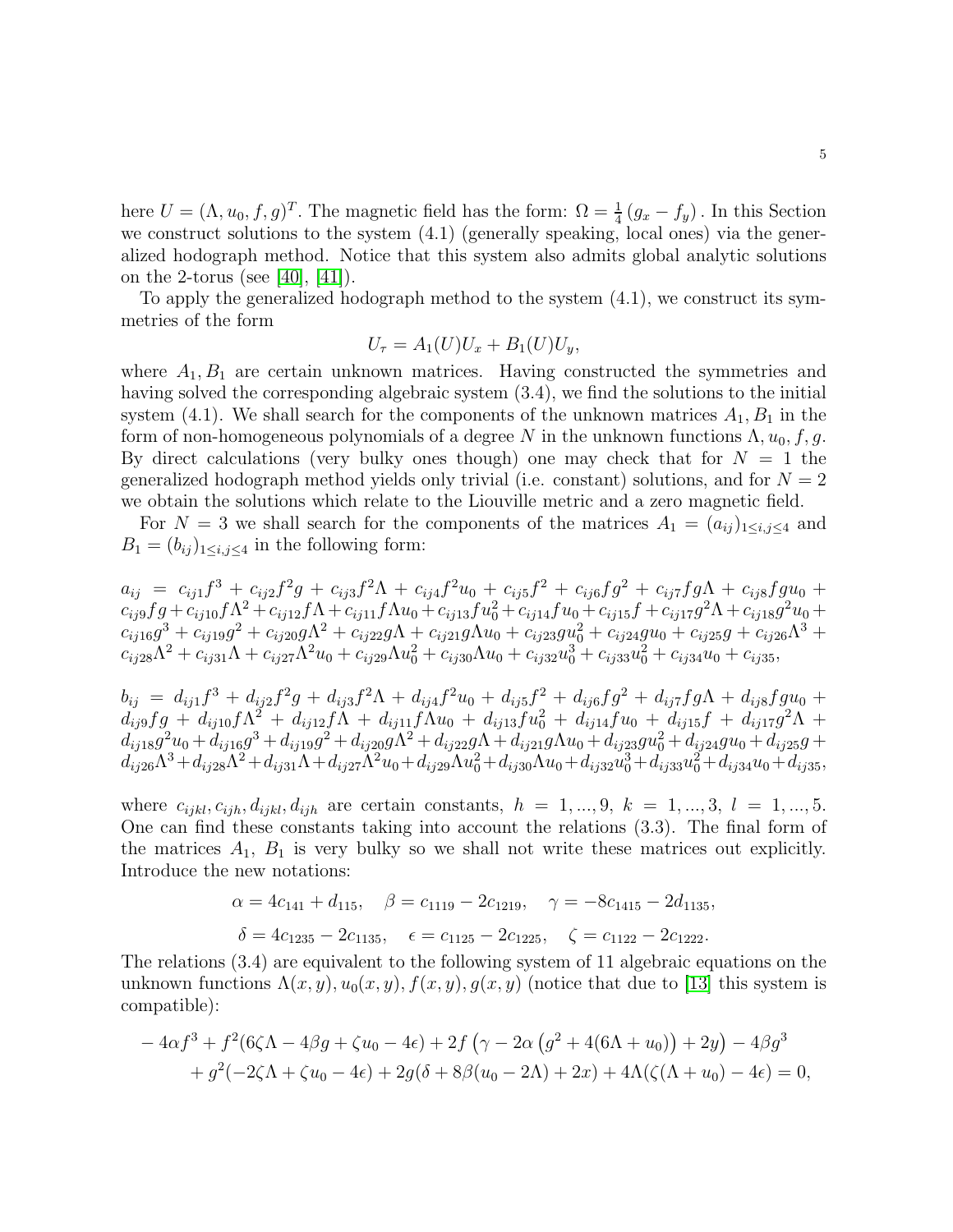here $U = (\Lambda, u_0, f, g)^T$. The magnetic field has the form: $\Omega = \frac{1}{4}(g_x - f_y)$. In this Section we construct solutions to the system (4.1) (generally speaking, local ones) via the generalized hodograph method. Notice that this system also admits global analytic solutions on the 2-torus (see [40], [41]).

To apply the generalized hodograph method to the system (4.1), we construct its symmetries of the form

$$U_\tau = A_1(U)U_x + B_1(U)U_y,$$

where $A_1, B_1$ are certain unknown matrices. Having constructed the symmetries and having solved the corresponding algebraic system (3.4), we find the solutions to the initial system (4.1). We shall search for the components of the unknown matrices $A_1, B_1$ in the form of non-homogeneous polynomials of a degree $N$ in the unknown functions $\Lambda, u_0, f, g$. By direct calculations (very bulky ones though) one may check that for $N = 1$ the generalized hodograph method yields only trivial (i.e. constant) solutions, and for $N = 2$ we obtain the solutions which relate to the Liouville metric and a zero magnetic field.

For $N = 3$ we shall search for the components of the matrices $A_1 = (a_{ij})_{1\le i,j\le 4}$ and $B_1 = (b_{ij})_{1\le i,j\le 4}$ in the following form:

$$a_{ij} = c_{ij1}f^3 + c_{ij2}f^2g + c_{ij3}f^2\Lambda + c_{ij4}f^2u_0 + c_{ij5}f^2 + c_{ij6}fg^2 + c_{ij7}fg\Lambda + c_{ij8}fgu_0 + c_{ij9}fg + c_{ij10}f\Lambda^2 + c_{ij12}f\Lambda + c_{ij11}f\Lambda u_0 + c_{ij13}fu_0^2 + c_{ij14}fu_0 + c_{ij15}f + c_{ij17}g^2\Lambda + c_{ij18}g^2u_0 + c_{ij16}g^3 + c_{ij19}g^2 + c_{ij20}g\Lambda^2 + c_{ij22}g\Lambda + c_{ij21}g\Lambda u_0 + c_{ij23}gu_0^2 + c_{ij24}gu_0 + c_{ij25}g + c_{ij26}\Lambda^3 + c_{ij28}\Lambda^2 + c_{ij31}\Lambda + c_{ij27}\Lambda^2u_0 + c_{ij29}\Lambda u_0^2 + c_{ij30}\Lambda u_0 + c_{ij32}u_0^3 + c_{ij33}u_0^2 + c_{ij34}u_0 + c_{ij35},$$

$$b_{ij} = d_{ij1}f^3 + d_{ij2}f^2g + d_{ij3}f^2\Lambda + d_{ij4}f^2u_0 + d_{ij5}f^2 + d_{ij6}fg^2 + d_{ij7}fg\Lambda + d_{ij8}fgu_0 + d_{ij9}fg + d_{ij10}f\Lambda^2 + d_{ij12}f\Lambda + d_{ij11}f\Lambda u_0 + d_{ij13}fu_0^2 + d_{ij14}fu_0 + d_{ij15}f + d_{ij17}g^2\Lambda + d_{ij18}g^2u_0 + d_{ij16}g^3 + d_{ij19}g^2 + d_{ij20}g\Lambda^2 + d_{ij22}g\Lambda + d_{ij21}g\Lambda u_0 + d_{ij23}gu_0^2 + d_{ij24}gu_0 + d_{ij25}g + d_{ij26}\Lambda^3 + d_{ij28}\Lambda^2 + d_{ij31}\Lambda + d_{ij27}\Lambda^2u_0 + d_{ij29}\Lambda u_0^2 + d_{ij30}\Lambda u_0 + d_{ij32}u_0^3 + d_{ij33}u_0^2 + d_{ij34}u_0 + d_{ij35},$$

where $c_{ijkl}, c_{ijh}, d_{ijkl}, d_{ijh}$ are certain constants, $h = 1, ..., 9$, $k = 1, ..., 3$, $l = 1, ..., 5$. One can find these constants taking into account the relations (3.3). The final form of the matrices $A_1$, $B_1$ is very bulky so we shall not write these matrices out explicitly. Introduce the new notations:

$$\alpha = 4c_{141} + d_{115}, \quad \beta = c_{1119} - 2c_{1219}, \quad \gamma = -8c_{1415} - 2d_{1135},$$

$$\delta = 4c_{1235} - 2c_{1135}, \quad \epsilon = c_{1125} - 2c_{1225}, \quad \zeta = c_{1122} - 2c_{1222}.$$

The relations (3.4) are equivalent to the following system of 11 algebraic equations on the unknown functions $\Lambda(x, y), u_0(x, y), f(x, y), g(x, y)$ (notice that due to [13] this system is compatible):

$$-4\alpha f^3 + f^2(6\zeta\Lambda - 4\beta g + \zeta u_0 - 4\epsilon) + 2f\left(\gamma - 2\alpha\left(g^2 + 4(6\Lambda + u_0)\right) + 2y\right) - 4\beta g^3 + g^2(-2\zeta\Lambda + \zeta u_0 - 4\epsilon) + 2g(\delta + 8\beta(u_0 - 2\Lambda) + 2x) + 4\Lambda(\zeta(\Lambda + u_0) - 4\epsilon) = 0,$$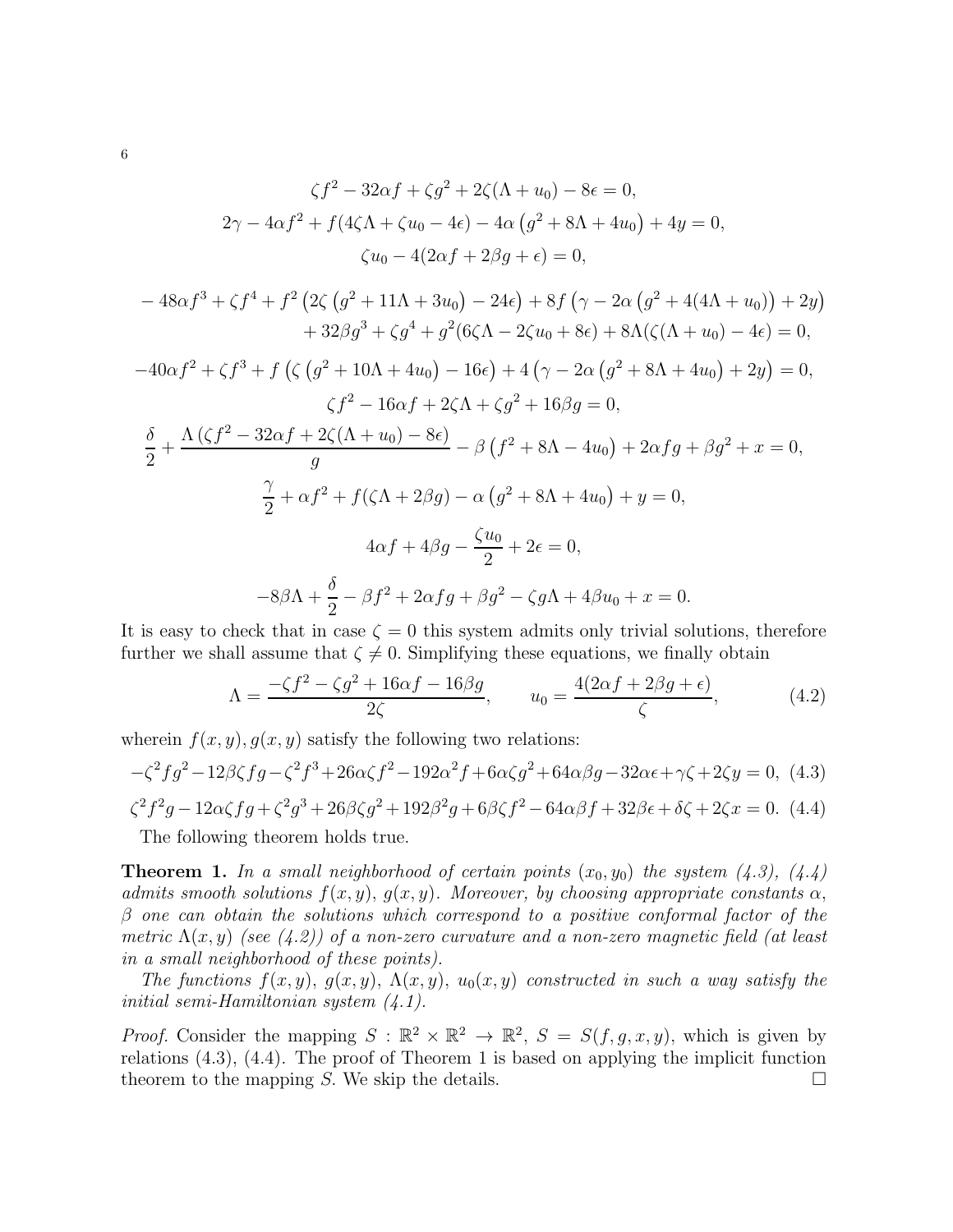$$
\zeta f^2 - 32\alpha f + \zeta g^2 + 2\zeta(\Lambda + u_0) - 8\epsilon = 0,
$$

$$
2\gamma - 4\alpha f^2 + f(4\zeta\Lambda + \zeta u_0 - 4\epsilon) - 4\alpha\left(g^2 + 8\Lambda + 4u_0\right) + 4y = 0,
$$

$$
\zeta u_0 - 4(2\alpha f + 2\beta g + \epsilon) = 0,
$$

$$
\begin{aligned}
-48\alpha f^3 + \zeta f^4 + f^2\left(2\zeta\left(g^2 + 11\Lambda + 3u_0\right) - 24\epsilon\right) + 8f\left(\gamma - 2\alpha\left(g^2 + 4(4\Lambda + u_0)\right) + 2y\right)& \\
+ 32\beta g^3 + \zeta g^4 + g^2(6\zeta\Lambda - 2\zeta u_0 + 8\epsilon) + 8\Lambda(\zeta(\Lambda + u_0) - 4\epsilon) = 0,&
\end{aligned}
$$

$$
-40\alpha f^2 + \zeta f^3 + f\left(\zeta\left(g^2 + 10\Lambda + 4u_0\right) - 16\epsilon\right) + 4\left(\gamma - 2\alpha\left(g^2 + 8\Lambda + 4u_0\right) + 2y\right) = 0,
$$

$$
\zeta f^2 - 16\alpha f + 2\zeta\Lambda + \zeta g^2 + 16\beta g = 0,
$$

$$
\frac{\delta}{2} + \frac{\Lambda\left(\zeta f^2 - 32\alpha f + 2\zeta(\Lambda + u_0) - 8\epsilon\right)}{g} - \beta\left(f^2 + 8\Lambda - 4u_0\right) + 2\alpha f g + \beta g^2 + x = 0,
$$

$$
\frac{\gamma}{2} + \alpha f^2 + f(\zeta\Lambda + 2\beta g) - \alpha\left(g^2 + 8\Lambda + 4u_0\right) + y = 0,
$$

$$
4\alpha f + 4\beta g - \frac{\zeta u_0}{2} + 2\epsilon = 0,
$$

$$
-8\beta\Lambda + \frac{\delta}{2} - \beta f^2 + 2\alpha f g + \beta g^2 - \zeta g\Lambda + 4\beta u_0 + x = 0.
$$

It is easy to check that in case $\zeta = 0$ this system admits only trivial solutions, therefore further we shall assume that $\zeta \neq 0$. Simplifying these equations, we finally obtain

$$
\Lambda = \frac{-\zeta f^2 - \zeta g^2 + 16\alpha f - 16\beta g}{2\zeta}, \qquad u_0 = \frac{4(2\alpha f + 2\beta g + \epsilon)}{\zeta}, \tag{4.2}
$$

wherein $f(x,y), g(x,y)$ satisfy the following two relations:

$$
-\zeta^2 f g^2 - 12\beta\zeta f g - \zeta^2 f^3 + 26\alpha\zeta f^2 - 192\alpha^2 f + 6\alpha\zeta g^2 + 64\alpha\beta g - 32\alpha\epsilon + \gamma\zeta + 2\zeta y = 0, \tag{4.3}
$$

$$
\zeta^2 f^2 g - 12\alpha\zeta f g + \zeta^2 g^3 + 26\beta\zeta g^2 + 192\beta^2 g + 6\beta\zeta f^2 - 64\alpha\beta f + 32\beta\epsilon + \delta\zeta + 2\zeta x = 0. \tag{4.4}
$$

The following theorem holds true.

**Theorem 1.** *In a small neighborhood of certain points $(x_0, y_0)$ the system (4.3), (4.4) admits smooth solutions $f(x,y)$, $g(x,y)$. Moreover, by choosing appropriate constants $\alpha$, $\beta$ one can obtain the solutions which correspond to a positive conformal factor of the metric $\Lambda(x,y)$ (see (4.2)) of a non-zero curvature and a non-zero magnetic field (at least in a small neighborhood of these points).*

*The functions $f(x,y)$, $g(x,y)$, $\Lambda(x,y)$, $u_0(x,y)$ constructed in such a way satisfy the initial semi-Hamiltonian system (4.1).*

*Proof.* Consider the mapping $S : \mathbb{R}^2 \times \mathbb{R}^2 \to \mathbb{R}^2$, $S = S(f, g, x, y)$, which is given by relations (4.3), (4.4). The proof of Theorem 1 is based on applying the implicit function theorem to the mapping $S$. We skip the details. $\square$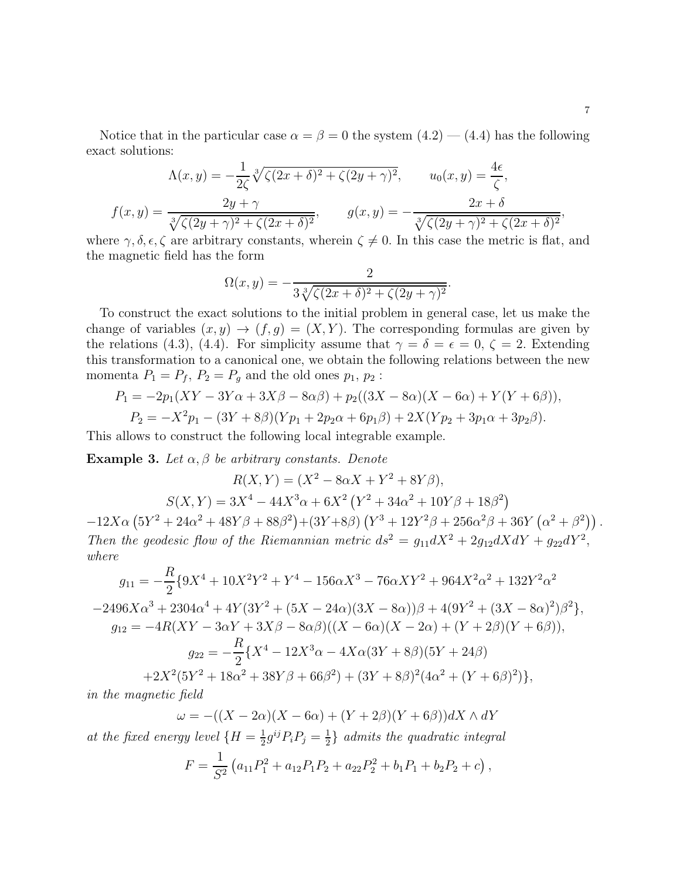Notice that in the particular case $\alpha = \beta = 0$ the system (4.2) — (4.4) has the following exact solutions:

$$
\Lambda(x,y) = -\frac{1}{2\zeta}\sqrt[3]{\zeta(2x+\delta)^2 + \zeta(2y+\gamma)^2}, \qquad u_0(x,y) = \frac{4\epsilon}{\zeta},
$$

$$
f(x,y) = \frac{2y+\gamma}{\sqrt[3]{\zeta(2y+\gamma)^2 + \zeta(2x+\delta)^2}}, \qquad g(x,y) = -\frac{2x+\delta}{\sqrt[3]{\zeta(2y+\gamma)^2 + \zeta(2x+\delta)^2}},
$$

where $\gamma, \delta, \epsilon, \zeta$ are arbitrary constants, wherein $\zeta \neq 0$. In this case the metric is flat, and the magnetic field has the form

$$
\Omega(x,y) = -\frac{2}{3\sqrt[3]{\zeta(2x+\delta)^2 + \zeta(2y+\gamma)^2}}.
$$

To construct the exact solutions to the initial problem in general case, let us make the change of variables $(x,y) \to (f,g) = (X,Y)$. The corresponding formulas are given by the relations (4.3), (4.4). For simplicity assume that $\gamma = \delta = \epsilon = 0$, $\zeta = 2$. Extending this transformation to a canonical one, we obtain the following relations between the new momenta $P_1 = P_f$, $P_2 = P_g$ and the old ones $p_1$, $p_2$ :

$$
P_1 = -2p_1(XY - 3Y\alpha + 3X\beta - 8\alpha\beta) + p_2((3X - 8\alpha)(X - 6\alpha) + Y(Y + 6\beta)),
$$

$$
P_2 = -X^2 p_1 - (3Y + 8\beta)(Yp_1 + 2p_2\alpha + 6p_1\beta) + 2X(Yp_2 + 3p_1\alpha + 3p_2\beta).
$$

This allows to construct the following local integrable example.

**Example 3.** *Let $\alpha, \beta$ be arbitrary constants. Denote*

$$
R(X,Y) = (X^2 - 8\alpha X + Y^2 + 8Y\beta),
$$

$$
S(X,Y) = 3X^4 - 44X^3\alpha + 6X^2\left(Y^2 + 34\alpha^2 + 10Y\beta + 18\beta^2\right)
$$

$$
-12X\alpha\left(5Y^2 + 24\alpha^2 + 48Y\beta + 88\beta^2\right) + (3Y + 8\beta)\left(Y^3 + 12Y^2\beta + 256\alpha^2\beta + 36Y\left(\alpha^2 + \beta^2\right)\right).
$$

*Then the geodesic flow of the Riemannian metric $ds^2 = g_{11}dX^2 + 2g_{12}dXdY + g_{22}dY^2$, where*

$$
g_{11} = -\frac{R}{2}\{9X^4 + 10X^2Y^2 + Y^4 - 156\alpha X^3 - 76\alpha XY^2 + 964X^2\alpha^2 + 132Y^2\alpha^2
$$

$$
-2496X\alpha^3 + 2304\alpha^4 + 4Y(3Y^2 + (5X - 24\alpha)(3X - 8\alpha))\beta + 4(9Y^2 + (3X - 8\alpha)^2)\beta^2\},
$$

$$
g_{12} = -4R(XY - 3\alpha Y + 3X\beta - 8\alpha\beta)((X - 6\alpha)(X - 2\alpha) + (Y + 2\beta)(Y + 6\beta)),
$$

$$
g_{22} = -\frac{R}{2}\{X^4 - 12X^3\alpha - 4X\alpha(3Y + 8\beta)(5Y + 24\beta)
$$

$$
+2X^2(5Y^2 + 18\alpha^2 + 38Y\beta + 66\beta^2) + (3Y + 8\beta)^2(4\alpha^2 + (Y + 6\beta)^2)\},
$$

*in the magnetic field*

$$
\omega = -((X - 2\alpha)(X - 6\alpha) + (Y + 2\beta)(Y + 6\beta))dX \wedge dY
$$

*at the fixed energy level $\{H = \frac{1}{2}g^{ij}P_iP_j = \frac{1}{2}\}$ admits the quadratic integral*

$$
F = \frac{1}{S^2}\left(a_{11}P_1^2 + a_{12}P_1P_2 + a_{22}P_2^2 + b_1P_1 + b_2P_2 + c\right),
$$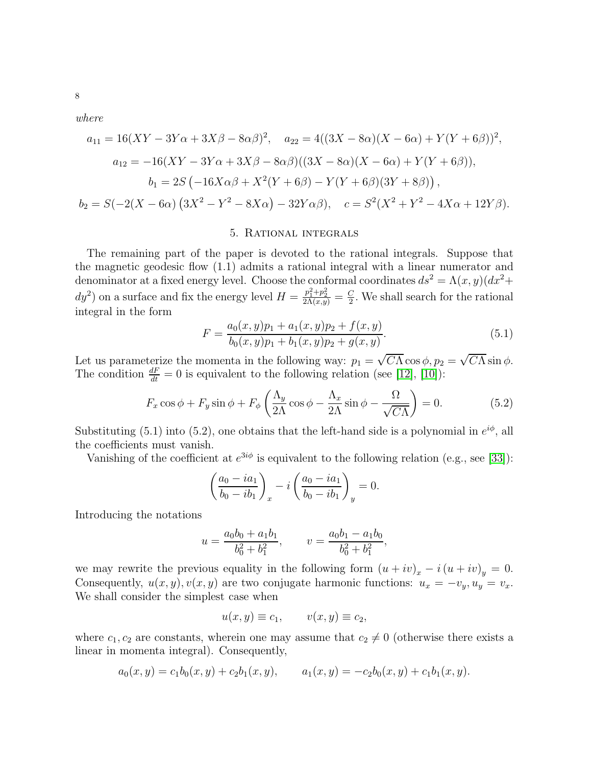*where*

$$a_{11} = 16(XY - 3Y\alpha + 3X\beta - 8\alpha\beta)^2, \quad a_{22} = 4((3X - 8\alpha)(X - 6\alpha) + Y(Y + 6\beta))^2,$$

$$a_{12} = -16(XY - 3Y\alpha + 3X\beta - 8\alpha\beta)((3X - 8\alpha)(X - 6\alpha) + Y(Y + 6\beta)),$$

$$b_1 = 2S\left(-16X\alpha\beta + X^2(Y + 6\beta) - Y(Y + 6\beta)(3Y + 8\beta)\right),$$

$$b_2 = S(-2(X - 6\alpha)\left(3X^2 - Y^2 - 8X\alpha\right) - 32Y\alpha\beta), \quad c = S^2(X^2 + Y^2 - 4X\alpha + 12Y\beta).$$

## 5. Rational integrals

The remaining part of the paper is devoted to the rational integrals. Suppose that the magnetic geodesic flow (1.1) admits a rational integral with a linear numerator and denominator at a fixed energy level. Choose the conformal coordinates $ds^2 = \Lambda(x, y)(dx^2 + dy^2)$ on a surface and fix the energy level $H = \frac{p_1^2 + p_2^2}{2\Lambda(x,y)} = \frac{C}{2}$. We shall search for the rational integral in the form

$$F = \frac{a_0(x, y)p_1 + a_1(x, y)p_2 + f(x, y)}{b_0(x, y)p_1 + b_1(x, y)p_2 + g(x, y)}. \tag{5.1}$$

Let us parameterize the momenta in the following way: $p_1 = \sqrt{C\Lambda}\cos\phi, p_2 = \sqrt{C\Lambda}\sin\phi$. The condition $\frac{dF}{dt} = 0$ is equivalent to the following relation (see [12], [10]):

$$F_x \cos\phi + F_y \sin\phi + F_\phi\left(\frac{\Lambda_y}{2\Lambda}\cos\phi - \frac{\Lambda_x}{2\Lambda}\sin\phi - \frac{\Omega}{\sqrt{C\Lambda}}\right) = 0. \tag{5.2}$$

Substituting (5.1) into (5.2), one obtains that the left-hand side is a polynomial in $e^{i\phi}$, all the coefficients must vanish.

Vanishing of the coefficient at $e^{3i\phi}$ is equivalent to the following relation (e.g., see [33]):

$$\left(\frac{a_0 - ia_1}{b_0 - ib_1}\right)_x - i\left(\frac{a_0 - ia_1}{b_0 - ib_1}\right)_y = 0.$$

Introducing the notations

$$u = \frac{a_0 b_0 + a_1 b_1}{b_0^2 + b_1^2}, \qquad v = \frac{a_0 b_1 - a_1 b_0}{b_0^2 + b_1^2},$$

we may rewrite the previous equality in the following form $(u + iv)_x - i(u + iv)_y = 0$. Consequently, $u(x, y), v(x, y)$ are two conjugate harmonic functions: $u_x = -v_y, u_y = v_x$. We shall consider the simplest case when

$$u(x, y) \equiv c_1, \qquad v(x, y) \equiv c_2,$$

where $c_1, c_2$ are constants, wherein one may assume that $c_2 \neq 0$ (otherwise there exists a linear in momenta integral). Consequently,

$$a_0(x, y) = c_1 b_0(x, y) + c_2 b_1(x, y), \qquad a_1(x, y) = -c_2 b_0(x, y) + c_1 b_1(x, y).$$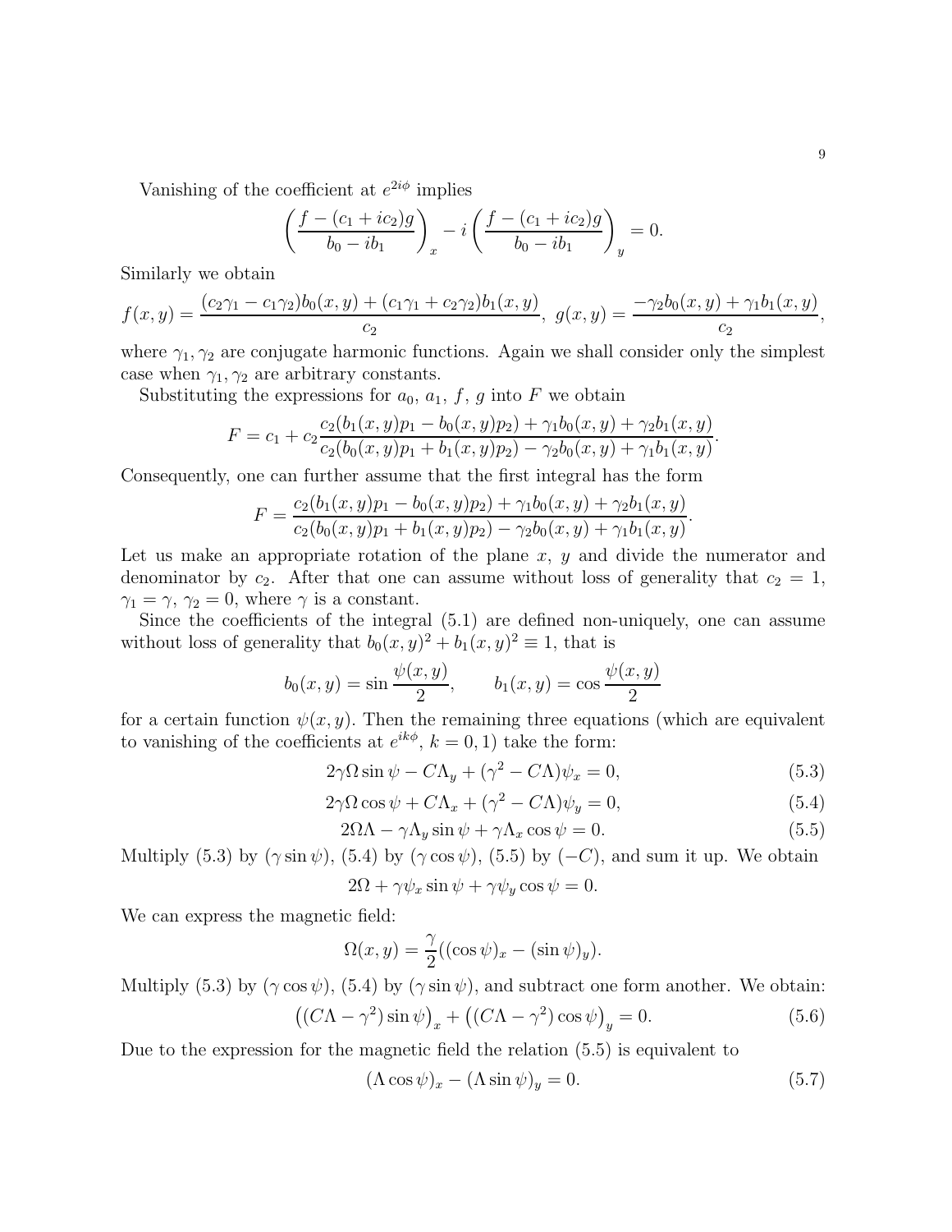Vanishing of the coefficient at $e^{2i\phi}$ implies

$$\left(\frac{f-(c_1+ic_2)g}{b_0-ib_1}\right)_x - i\left(\frac{f-(c_1+ic_2)g}{b_0-ib_1}\right)_y = 0.$$

Similarly we obtain

$$f(x,y) = \frac{(c_2\gamma_1 - c_1\gamma_2)b_0(x,y) + (c_1\gamma_1 + c_2\gamma_2)b_1(x,y)}{c_2},\ g(x,y) = \frac{-\gamma_2 b_0(x,y) + \gamma_1 b_1(x,y)}{c_2},$$

where $\gamma_1, \gamma_2$ are conjugate harmonic functions. Again we shall consider only the simplest case when $\gamma_1, \gamma_2$ are arbitrary constants.

Substituting the expressions for $a_0$, $a_1$, $f$, $g$ into $F$ we obtain

$$F = c_1 + c_2 \frac{c_2(b_1(x,y)p_1 - b_0(x,y)p_2) + \gamma_1 b_0(x,y) + \gamma_2 b_1(x,y)}{c_2(b_0(x,y)p_1 + b_1(x,y)p_2) - \gamma_2 b_0(x,y) + \gamma_1 b_1(x,y)}.$$

Consequently, one can further assume that the first integral has the form

$$F = \frac{c_2(b_1(x,y)p_1 - b_0(x,y)p_2) + \gamma_1 b_0(x,y) + \gamma_2 b_1(x,y)}{c_2(b_0(x,y)p_1 + b_1(x,y)p_2) - \gamma_2 b_0(x,y) + \gamma_1 b_1(x,y)}.$$

Let us make an appropriate rotation of the plane $x$, $y$ and divide the numerator and denominator by $c_2$. After that one can assume without loss of generality that $c_2 = 1$, $\gamma_1 = \gamma$, $\gamma_2 = 0$, where $\gamma$ is a constant.

Since the coefficients of the integral (5.1) are defined non-uniquely, one can assume without loss of generality that $b_0(x,y)^2 + b_1(x,y)^2 \equiv 1$, that is

$$b_0(x,y) = \sin\frac{\psi(x,y)}{2}, \qquad b_1(x,y) = \cos\frac{\psi(x,y)}{2}$$

for a certain function $\psi(x,y)$. Then the remaining three equations (which are equivalent to vanishing of the coefficients at $e^{ik\phi}$, $k = 0, 1$) take the form:

$$2\gamma\Omega\sin\psi - C\Lambda_y + (\gamma^2 - C\Lambda)\psi_x = 0, \tag{5.3}$$

$$2\gamma\Omega\cos\psi + C\Lambda_x + (\gamma^2 - C\Lambda)\psi_y = 0, \tag{5.4}$$

$$2\Omega\Lambda - \gamma\Lambda_y\sin\psi + \gamma\Lambda_x\cos\psi = 0. \tag{5.5}$$

Multiply (5.3) by $(\gamma\sin\psi)$, (5.4) by $(\gamma\cos\psi)$, (5.5) by $(-C)$, and sum it up. We obtain

$$2\Omega + \gamma\psi_x\sin\psi + \gamma\psi_y\cos\psi = 0.$$

We can express the magnetic field:

$$\Omega(x,y) = \frac{\gamma}{2}((\cos\psi)_x - (\sin\psi)_y).$$

Multiply (5.3) by $(\gamma\cos\psi)$, (5.4) by $(\gamma\sin\psi)$, and subtract one form another. We obtain:

$$\left((C\Lambda - \gamma^2)\sin\psi\right)_x + \left((C\Lambda - \gamma^2)\cos\psi\right)_y = 0. \tag{5.6}$$

Due to the expression for the magnetic field the relation (5.5) is equivalent to

$$(\Lambda\cos\psi)_x - (\Lambda\sin\psi)_y = 0. \tag{5.7}$$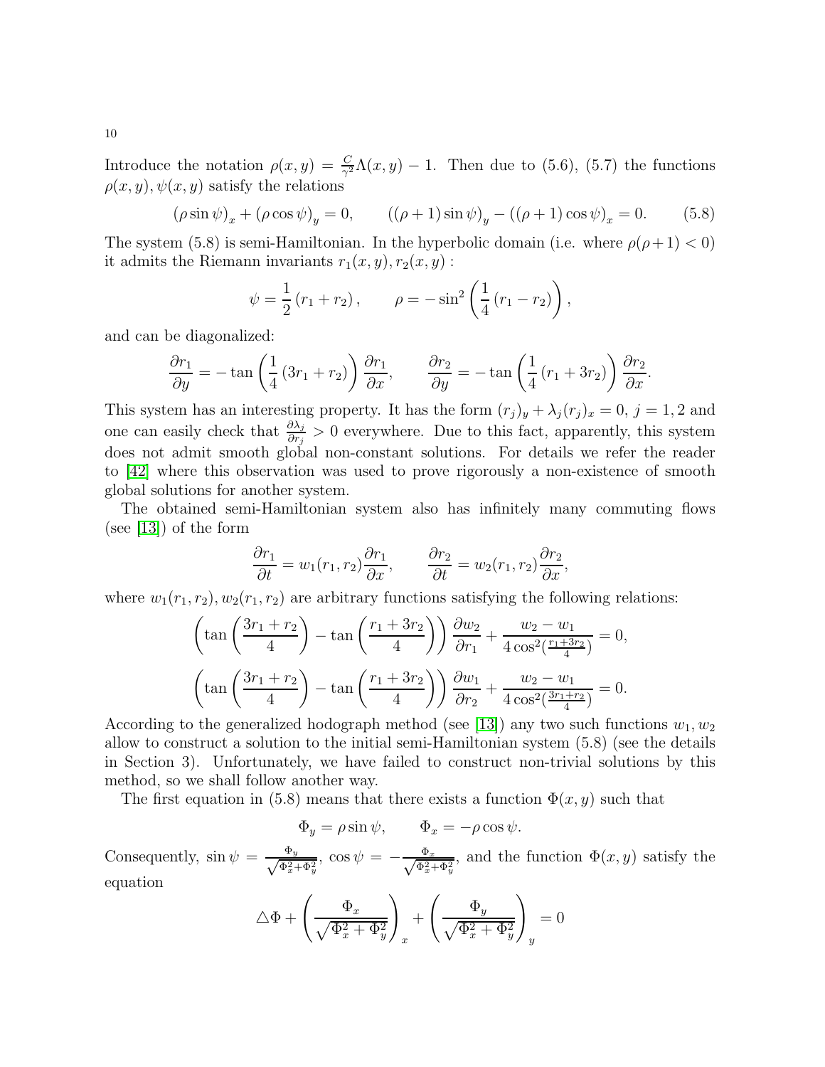Introduce the notation $\rho(x,y) = \frac{C}{\gamma^2}\Lambda(x,y) - 1$. Then due to (5.6), (5.7) the functions $\rho(x,y), \psi(x,y)$ satisfy the relations

$$(\rho \sin \psi)_x + (\rho \cos \psi)_y = 0, \qquad ((\rho+1)\sin\psi)_y - ((\rho+1)\cos\psi)_x = 0. \tag{5.8}$$

The system (5.8) is semi-Hamiltonian. In the hyperbolic domain (i.e. where $\rho(\rho+1) < 0$) it admits the Riemann invariants $r_1(x,y), r_2(x,y)$ :

$$\psi = \frac{1}{2}(r_1 + r_2), \qquad \rho = -\sin^2\left(\frac{1}{4}(r_1 - r_2)\right),$$

and can be diagonalized:

$$\frac{\partial r_1}{\partial y} = -\tan\left(\frac{1}{4}(3r_1 + r_2)\right)\frac{\partial r_1}{\partial x}, \qquad \frac{\partial r_2}{\partial y} = -\tan\left(\frac{1}{4}(r_1 + 3r_2)\right)\frac{\partial r_2}{\partial x}.$$

This system has an interesting property. It has the form $(r_j)_y + \lambda_j (r_j)_x = 0$, $j = 1,2$ and one can easily check that $\frac{\partial \lambda_j}{\partial r_j} > 0$ everywhere. Due to this fact, apparently, this system does not admit smooth global non-constant solutions. For details we refer the reader to [42] where this observation was used to prove rigorously a non-existence of smooth global solutions for another system.

The obtained semi-Hamiltonian system also has infinitely many commuting flows (see [13]) of the form

$$\frac{\partial r_1}{\partial t} = w_1(r_1, r_2)\frac{\partial r_1}{\partial x}, \qquad \frac{\partial r_2}{\partial t} = w_2(r_1, r_2)\frac{\partial r_2}{\partial x},$$

where $w_1(r_1,r_2), w_2(r_1,r_2)$ are arbitrary functions satisfying the following relations:

$$\left(\tan\left(\frac{3r_1 + r_2}{4}\right) - \tan\left(\frac{r_1 + 3r_2}{4}\right)\right)\frac{\partial w_2}{\partial r_1} + \frac{w_2 - w_1}{4\cos^2(\frac{r_1 + 3r_2}{4})} = 0,$$

$$\left(\tan\left(\frac{3r_1 + r_2}{4}\right) - \tan\left(\frac{r_1 + 3r_2}{4}\right)\right)\frac{\partial w_1}{\partial r_2} + \frac{w_2 - w_1}{4\cos^2(\frac{3r_1 + r_2}{4})} = 0.$$

According to the generalized hodograph method (see [13]) any two such functions $w_1, w_2$ allow to construct a solution to the initial semi-Hamiltonian system (5.8) (see the details in Section 3). Unfortunately, we have failed to construct non-trivial solutions by this method, so we shall follow another way.

The first equation in (5.8) means that there exists a function $\Phi(x,y)$ such that

$$\Phi_y = \rho \sin\psi, \qquad \Phi_x = -\rho\cos\psi.$$

Consequently, $\sin\psi = \frac{\Phi_y}{\sqrt{\Phi_x^2 + \Phi_y^2}}$, $\cos\psi = -\frac{\Phi_x}{\sqrt{\Phi_x^2 + \Phi_y^2}}$, and the function $\Phi(x,y)$ satisfy the equation

$$\triangle\Phi + \left(\frac{\Phi_x}{\sqrt{\Phi_x^2 + \Phi_y^2}}\right)_x + \left(\frac{\Phi_y}{\sqrt{\Phi_x^2 + \Phi_y^2}}\right)_y = 0$$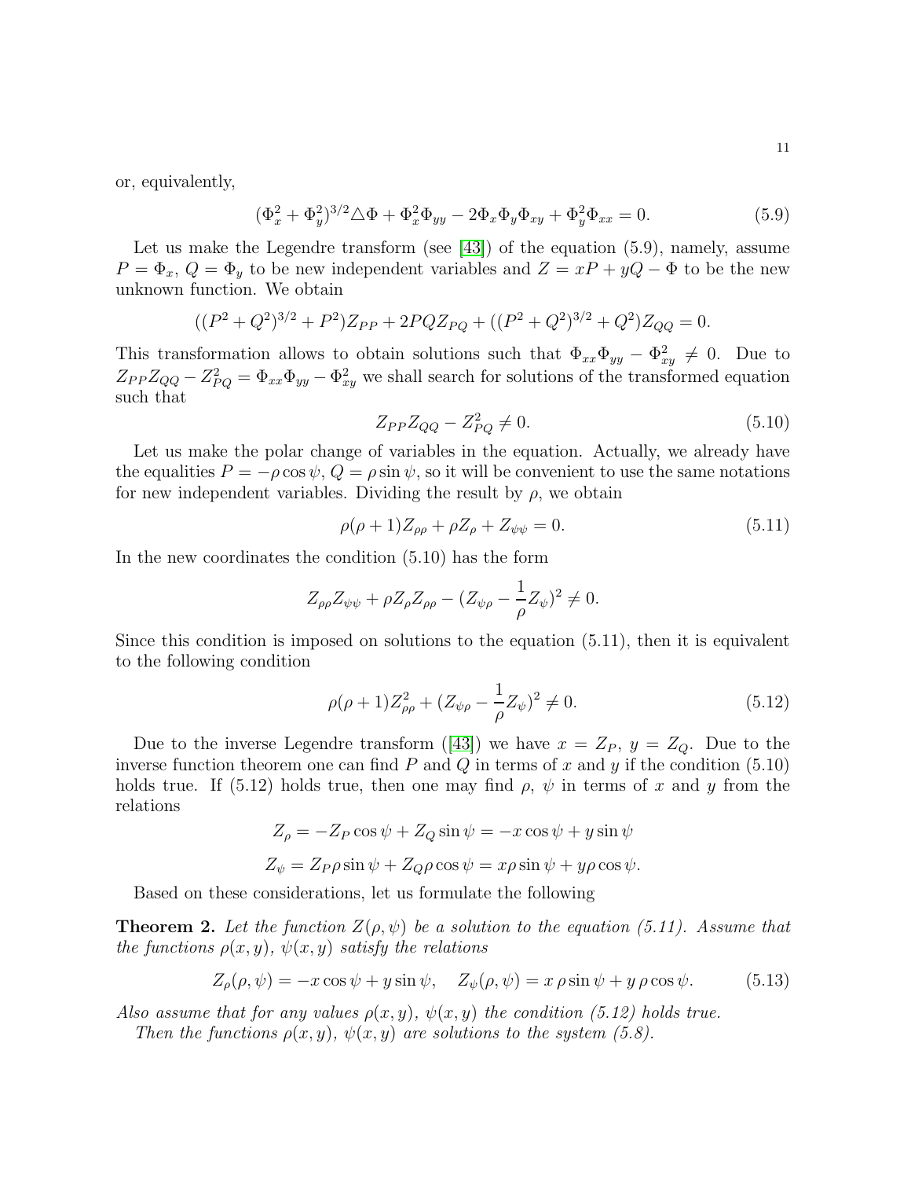or, equivalently,

$$(\Phi_x^2 + \Phi_y^2)^{3/2} \triangle \Phi + \Phi_x^2 \Phi_{yy} - 2\Phi_x \Phi_y \Phi_{xy} + \Phi_y^2 \Phi_{xx} = 0. \tag{5.9}$$

Let us make the Legendre transform (see [43]) of the equation (5.9), namely, assume $P = \Phi_x$, $Q = \Phi_y$ to be new independent variables and $Z = xP + yQ - \Phi$ to be the new unknown function. We obtain

$$((P^2 + Q^2)^{3/2} + P^2) Z_{PP} + 2PQ Z_{PQ} + ((P^2 + Q^2)^{3/2} + Q^2) Z_{QQ} = 0.$$

This transformation allows to obtain solutions such that $\Phi_{xx}\Phi_{yy} - \Phi_{xy}^2 \neq 0$. Due to $Z_{PP}Z_{QQ} - Z_{PQ}^2 = \Phi_{xx}\Phi_{yy} - \Phi_{xy}^2$ we shall search for solutions of the transformed equation such that

$$Z_{PP}Z_{QQ} - Z_{PQ}^2 \neq 0. \tag{5.10}$$

Let us make the polar change of variables in the equation. Actually, we already have the equalities $P = -\rho \cos\psi$, $Q = \rho \sin\psi$, so it will be convenient to use the same notations for new independent variables. Dividing the result by $\rho$, we obtain

$$\rho(\rho + 1) Z_{\rho\rho} + \rho Z_\rho + Z_{\psi\psi} = 0. \tag{5.11}$$

In the new coordinates the condition (5.10) has the form

$$Z_{\rho\rho}Z_{\psi\psi} + \rho Z_\rho Z_{\rho\rho} - (Z_{\psi\rho} - \frac{1}{\rho} Z_\psi)^2 \neq 0.$$

Since this condition is imposed on solutions to the equation (5.11), then it is equivalent to the following condition

$$\rho(\rho + 1) Z_{\rho\rho}^2 + (Z_{\psi\rho} - \frac{1}{\rho} Z_\psi)^2 \neq 0. \tag{5.12}$$

Due to the inverse Legendre transform ([43]) we have $x = Z_P$, $y = Z_Q$. Due to the inverse function theorem one can find $P$ and $Q$ in terms of $x$ and $y$ if the condition (5.10) holds true. If (5.12) holds true, then one may find $\rho$, $\psi$ in terms of $x$ and $y$ from the relations

$$Z_\rho = -Z_P \cos\psi + Z_Q \sin\psi = -x \cos\psi + y \sin\psi$$

$$Z_\psi = Z_P \rho \sin\psi + Z_Q \rho \cos\psi = x\rho \sin\psi + y\rho \cos\psi.$$

Based on these considerations, let us formulate the following

**Theorem 2.** *Let the function $Z(\rho, \psi)$ be a solution to the equation (5.11). Assume that the functions $\rho(x, y)$, $\psi(x, y)$ satisfy the relations*

$$Z_\rho(\rho, \psi) = -x \cos\psi + y \sin\psi, \quad Z_\psi(\rho, \psi) = x\,\rho \sin\psi + y\,\rho \cos\psi. \tag{5.13}$$

*Also assume that for any values $\rho(x, y)$, $\psi(x, y)$ the condition (5.12) holds true.*

*Then the functions $\rho(x, y)$, $\psi(x, y)$ are solutions to the system (5.8).*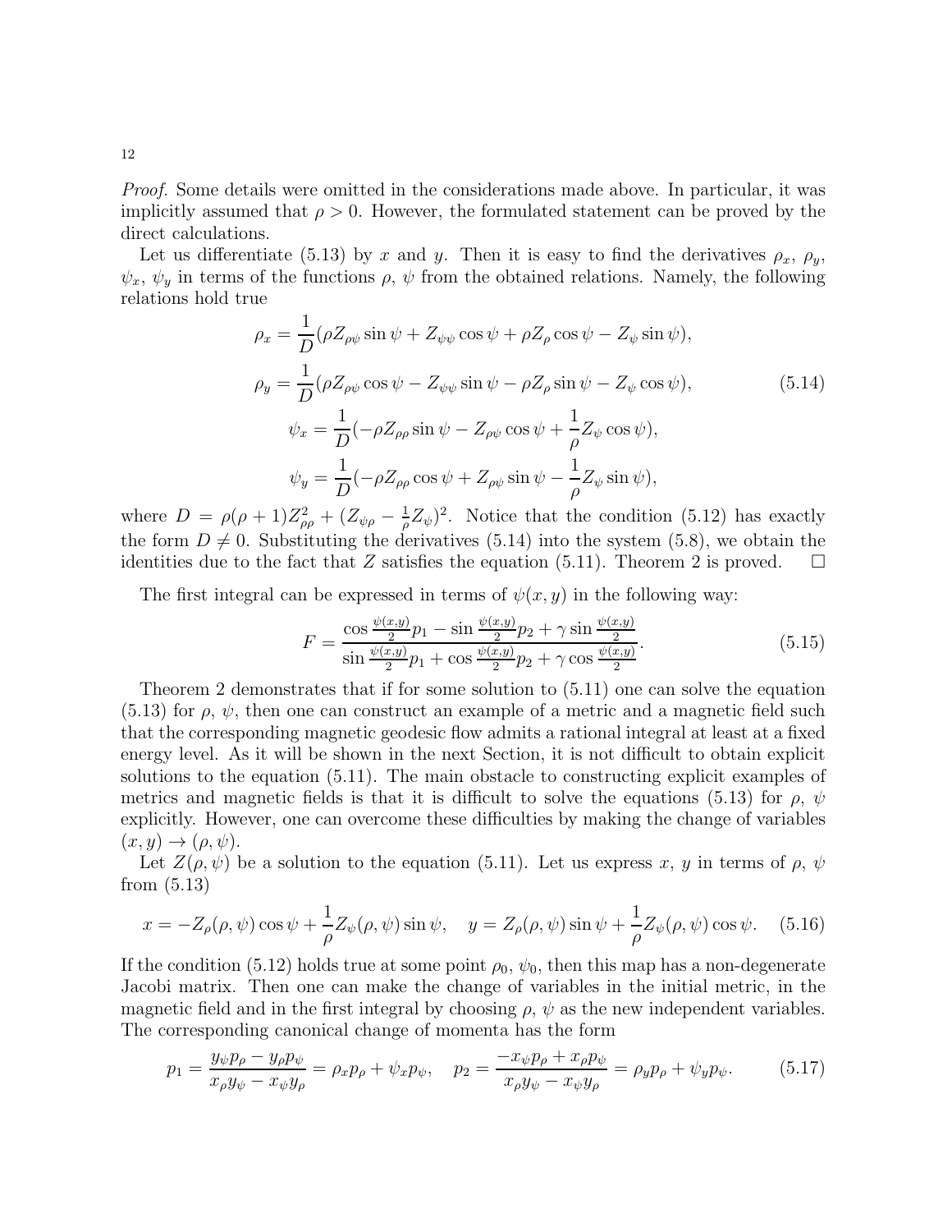*Proof.* Some details were omitted in the considerations made above. In particular, it was implicitly assumed that $\rho > 0$. However, the formulated statement can be proved by the direct calculations.

Let us differentiate (5.13) by $x$ and $y$. Then it is easy to find the derivatives $\rho_x$, $\rho_y$, $\psi_x$, $\psi_y$ in terms of the functions $\rho$, $\psi$ from the obtained relations. Namely, the following relations hold true

$$
\begin{aligned}
\rho_x &= \frac{1}{D}(\rho Z_{\rho\psi}\sin\psi + Z_{\psi\psi}\cos\psi + \rho Z_\rho \cos\psi - Z_\psi \sin\psi), \\
\rho_y &= \frac{1}{D}(\rho Z_{\rho\psi}\cos\psi - Z_{\psi\psi}\sin\psi - \rho Z_\rho \sin\psi - Z_\psi \cos\psi), \\
\psi_x &= \frac{1}{D}(-\rho Z_{\rho\rho}\sin\psi - Z_{\rho\psi}\cos\psi + \frac{1}{\rho}Z_\psi \cos\psi), \\
\psi_y &= \frac{1}{D}(-\rho Z_{\rho\rho}\cos\psi + Z_{\rho\psi}\sin\psi - \frac{1}{\rho}Z_\psi \sin\psi),
\end{aligned}
\tag{5.14}
$$

where $D = \rho(\rho+1)Z_{\rho\rho}^2 + (Z_{\psi\rho} - \frac{1}{\rho}Z_\psi)^2$. Notice that the condition (5.12) has exactly the form $D \neq 0$. Substituting the derivatives (5.14) into the system (5.8), we obtain the identities due to the fact that $Z$ satisfies the equation (5.11). Theorem 2 is proved. □

The first integral can be expressed in terms of $\psi(x,y)$ in the following way:

$$
F = \frac{\cos\frac{\psi(x,y)}{2}p_1 - \sin\frac{\psi(x,y)}{2}p_2 + \gamma\sin\frac{\psi(x,y)}{2}}{\sin\frac{\psi(x,y)}{2}p_1 + \cos\frac{\psi(x,y)}{2}p_2 + \gamma\cos\frac{\psi(x,y)}{2}}. \tag{5.15}
$$

Theorem 2 demonstrates that if for some solution to (5.11) one can solve the equation (5.13) for $\rho$, $\psi$, then one can construct an example of a metric and a magnetic field such that the corresponding magnetic geodesic flow admits a rational integral at least at a fixed energy level. As it will be shown in the next Section, it is not difficult to obtain explicit solutions to the equation (5.11). The main obstacle to constructing explicit examples of metrics and magnetic fields is that it is difficult to solve the equations (5.13) for $\rho$, $\psi$ explicitly. However, one can overcome these difficulties by making the change of variables $(x,y) \to (\rho, \psi)$.

Let $Z(\rho,\psi)$ be a solution to the equation (5.11). Let us express $x$, $y$ in terms of $\rho$, $\psi$ from (5.13)

$$
x = -Z_\rho(\rho,\psi)\cos\psi + \frac{1}{\rho}Z_\psi(\rho,\psi)\sin\psi, \quad y = Z_\rho(\rho,\psi)\sin\psi + \frac{1}{\rho}Z_\psi(\rho,\psi)\cos\psi. \tag{5.16}
$$

If the condition (5.12) holds true at some point $\rho_0$, $\psi_0$, then this map has a non-degenerate Jacobi matrix. Then one can make the change of variables in the initial metric, in the magnetic field and in the first integral by choosing $\rho$, $\psi$ as the new independent variables. The corresponding canonical change of momenta has the form

$$
p_1 = \frac{y_\psi p_\rho - y_\rho p_\psi}{x_\rho y_\psi - x_\psi y_\rho} = \rho_x p_\rho + \psi_x p_\psi, \quad p_2 = \frac{-x_\psi p_\rho + x_\rho p_\psi}{x_\rho y_\psi - x_\psi y_\rho} = \rho_y p_\rho + \psi_y p_\psi. \tag{5.17}
$$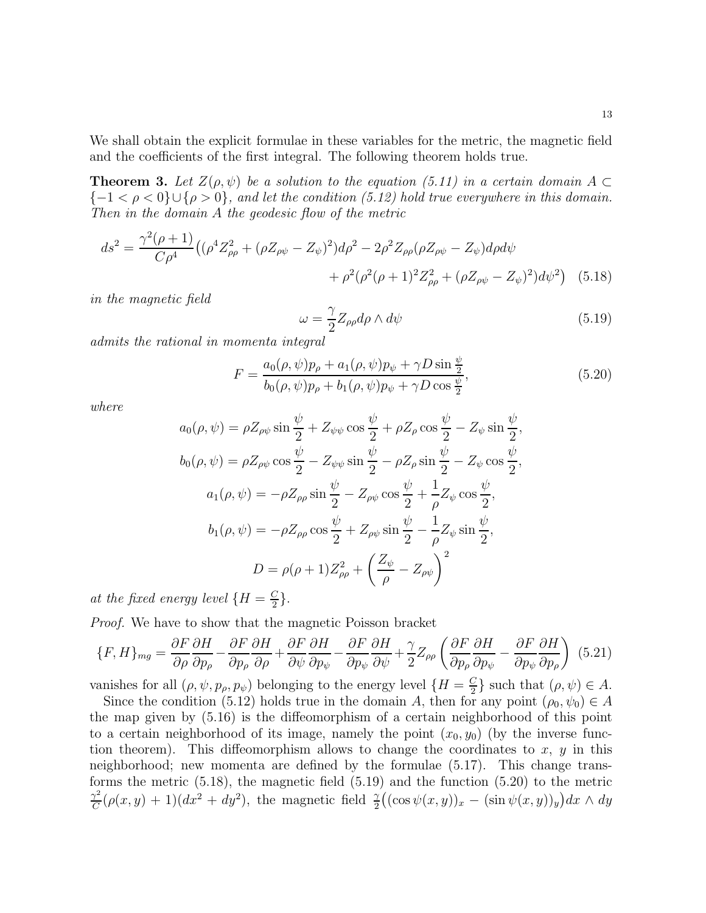We shall obtain the explicit formulae in these variables for the metric, the magnetic field and the coefficients of the first integral. The following theorem holds true.

**Theorem 3.** *Let $Z(\rho, \psi)$ be a solution to the equation (5.11) in a certain domain $A \subset \{-1 < \rho < 0\} \cup \{\rho > 0\}$, and let the condition (5.12) hold true everywhere in this domain. Then in the domain $A$ the geodesic flow of the metric*

$$ds^2 = \frac{\gamma^2(\rho+1)}{C\rho^4}\big((\rho^4 Z_{\rho\rho}^2 + (\rho Z_{\rho\psi} - Z_\psi)^2)d\rho^2 - 2\rho^2 Z_{\rho\rho}(\rho Z_{\rho\psi} - Z_\psi)d\rho d\psi + \rho^2(\rho^2(\rho+1)^2 Z_{\rho\rho}^2 + (\rho Z_{\rho\psi} - Z_\psi)^2)d\psi^2\big) \quad (5.18)$$

*in the magnetic field*

$$\omega = \frac{\gamma}{2} Z_{\rho\rho} d\rho \wedge d\psi \quad (5.19)$$

*admits the rational in momenta integral*

$$F = \frac{a_0(\rho,\psi)p_\rho + a_1(\rho,\psi)p_\psi + \gamma D \sin\frac{\psi}{2}}{b_0(\rho,\psi)p_\rho + b_1(\rho,\psi)p_\psi + \gamma D \cos\frac{\psi}{2}}, \quad (5.20)$$

*where*

$$a_0(\rho,\psi) = \rho Z_{\rho\psi}\sin\frac{\psi}{2} + Z_{\psi\psi}\cos\frac{\psi}{2} + \rho Z_\rho \cos\frac{\psi}{2} - Z_\psi \sin\frac{\psi}{2},$$

$$b_0(\rho,\psi) = \rho Z_{\rho\psi}\cos\frac{\psi}{2} - Z_{\psi\psi}\sin\frac{\psi}{2} - \rho Z_\rho \sin\frac{\psi}{2} - Z_\psi \cos\frac{\psi}{2},$$

$$a_1(\rho,\psi) = -\rho Z_{\rho\rho}\sin\frac{\psi}{2} - Z_{\rho\psi}\cos\frac{\psi}{2} + \frac{1}{\rho}Z_\psi \cos\frac{\psi}{2},$$

$$b_1(\rho,\psi) = -\rho Z_{\rho\rho}\cos\frac{\psi}{2} + Z_{\rho\psi}\sin\frac{\psi}{2} - \frac{1}{\rho}Z_\psi \sin\frac{\psi}{2},$$

$$D = \rho(\rho+1)Z_{\rho\rho}^2 + \left(\frac{Z_\psi}{\rho} - Z_{\rho\psi}\right)^2$$

*at the fixed energy level $\{H = \frac{C}{2}\}$.*

*Proof.* We have to show that the magnetic Poisson bracket

$$\{F, H\}_{mg} = \frac{\partial F}{\partial \rho}\frac{\partial H}{\partial p_\rho} - \frac{\partial F}{\partial p_\rho}\frac{\partial H}{\partial \rho} + \frac{\partial F}{\partial \psi}\frac{\partial H}{\partial p_\psi} - \frac{\partial F}{\partial p_\psi}\frac{\partial H}{\partial \psi} + \frac{\gamma}{2}Z_{\rho\rho}\left(\frac{\partial F}{\partial p_\rho}\frac{\partial H}{\partial p_\psi} - \frac{\partial F}{\partial p_\psi}\frac{\partial H}{\partial p_\rho}\right) \quad (5.21)$$

vanishes for all $(\rho, \psi, p_\rho, p_\psi)$ belonging to the energy level $\{H = \frac{C}{2}\}$ such that $(\rho, \psi) \in A$.

Since the condition (5.12) holds true in the domain $A$, then for any point $(\rho_0, \psi_0) \in A$ the map given by (5.16) is the diffeomorphism of a certain neighborhood of this point to a certain neighborhood of its image, namely the point $(x_0, y_0)$ (by the inverse function theorem). This diffeomorphism allows to change the coordinates to $x$, $y$ in this neighborhood; new momenta are defined by the formulae (5.17). This change transforms the metric (5.18), the magnetic field (5.19) and the function (5.20) to the metric $\frac{\gamma^2}{C}(\rho(x,y)+1)(dx^2 + dy^2)$, the magnetic field $\frac{\gamma}{2}\big((\cos\psi(x,y))_x - (\sin\psi(x,y))_y\big)dx \wedge dy$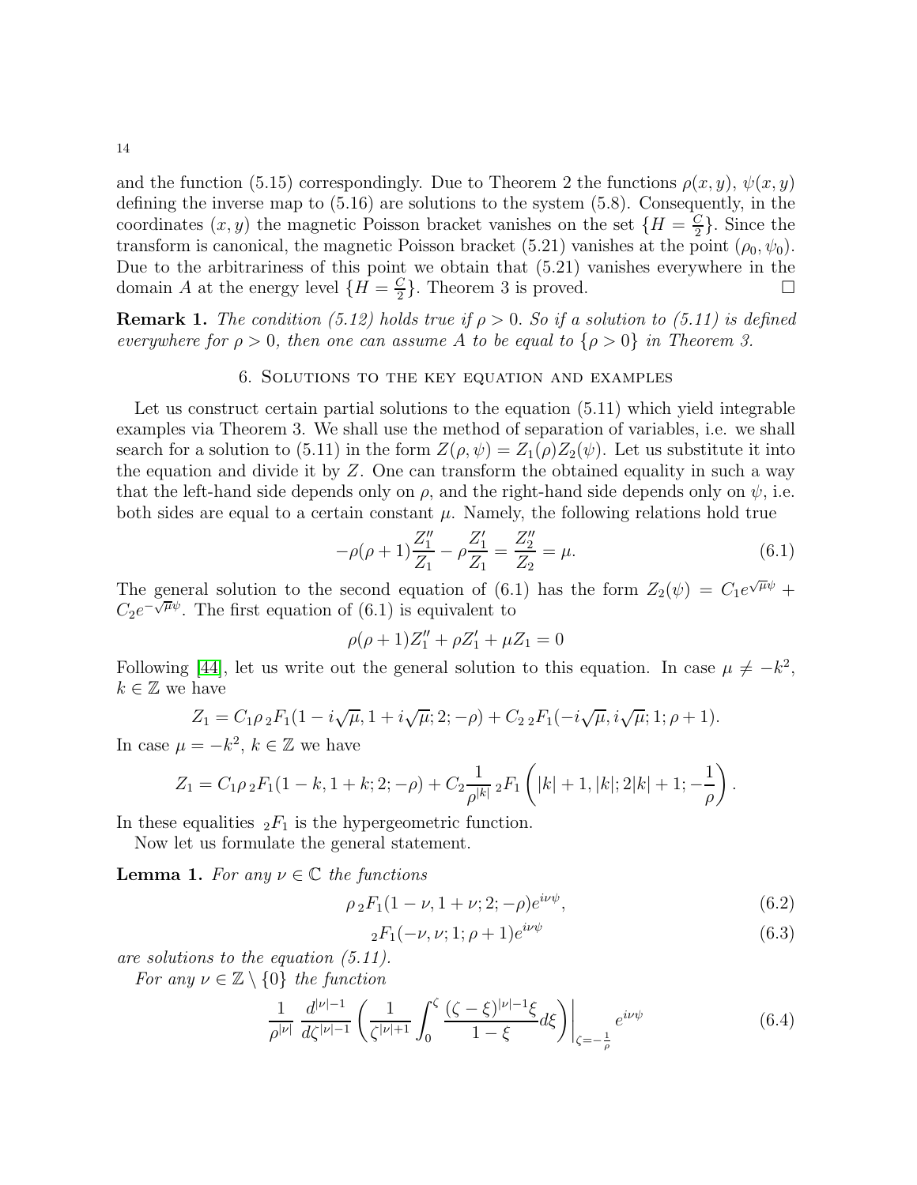and the function (5.15) correspondingly. Due to Theorem 2 the functions $\rho(x, y)$, $\psi(x, y)$ defining the inverse map to (5.16) are solutions to the system (5.8). Consequently, in the coordinates $(x, y)$ the magnetic Poisson bracket vanishes on the set $\{H = \frac{C}{2}\}$. Since the transform is canonical, the magnetic Poisson bracket (5.21) vanishes at the point $(\rho_0, \psi_0)$. Due to the arbitrariness of this point we obtain that (5.21) vanishes everywhere in the domain $A$ at the energy level $\{H = \frac{C}{2}\}$. Theorem 3 is proved. □

**Remark 1.** *The condition (5.12) holds true if $\rho > 0$. So if a solution to (5.11) is defined everywhere for $\rho > 0$, then one can assume $A$ to be equal to $\{\rho > 0\}$ in Theorem 3.*

## 6. Solutions to the key equation and examples

Let us construct certain partial solutions to the equation (5.11) which yield integrable examples via Theorem 3. We shall use the method of separation of variables, i.e. we shall search for a solution to (5.11) in the form $Z(\rho, \psi) = Z_1(\rho)Z_2(\psi)$. Let us substitute it into the equation and divide it by $Z$. One can transform the obtained equality in such a way that the left-hand side depends only on $\rho$, and the right-hand side depends only on $\psi$, i.e. both sides are equal to a certain constant $\mu$. Namely, the following relations hold true

$$-\rho(\rho+1)\frac{Z_1''}{Z_1} - \rho\frac{Z_1'}{Z_1} = \frac{Z_2''}{Z_2} = \mu. \tag{6.1}$$

The general solution to the second equation of (6.1) has the form $Z_2(\psi) = C_1 e^{\sqrt{\mu}\psi} + C_2 e^{-\sqrt{\mu}\psi}$. The first equation of (6.1) is equivalent to

$$\rho(\rho+1)Z_1'' + \rho Z_1' + \mu Z_1 = 0$$

Following [44], let us write out the general solution to this equation. In case $\mu \neq -k^2$, $k \in \mathbb{Z}$ we have

$$Z_1 = C_1 \rho \, {}_2F_1(1 - i\sqrt{\mu}, 1 + i\sqrt{\mu}; 2; -\rho) + C_2 \, {}_2F_1(-i\sqrt{\mu}, i\sqrt{\mu}; 1; \rho + 1).$$

In case $\mu = -k^2$, $k \in \mathbb{Z}$ we have

$$Z_1 = C_1 \rho \, {}_2F_1(1 - k, 1 + k; 2; -\rho) + C_2 \frac{1}{\rho^{|k|}} \, {}_2F_1\left(|k| + 1, |k|; 2|k| + 1; -\frac{1}{\rho}\right).$$

In these equalities ${}_2F_1$ is the hypergeometric function.

Now let us formulate the general statement.

**Lemma 1.** *For any $\nu \in \mathbb{C}$ the functions*

$$\rho \, {}_2F_1(1 - \nu, 1 + \nu; 2; -\rho)e^{i\nu\psi}, \tag{6.2}$$

$${}_2F_1(-\nu, \nu; 1; \rho + 1)e^{i\nu\psi} \tag{6.3}$$

*are solutions to the equation (5.11).*

*For any $\nu \in \mathbb{Z} \setminus \{0\}$ the function*

$$\frac{1}{\rho^{|\nu|}} \frac{d^{|\nu|-1}}{d\zeta^{|\nu|-1}} \left( \frac{1}{\zeta^{|\nu|+1}} \int_0^\zeta \frac{(\zeta - \xi)^{|\nu|-1}\xi}{1 - \xi} d\xi \right) \Bigg|_{\zeta = -\frac{1}{\rho}} e^{i\nu\psi} \tag{6.4}$$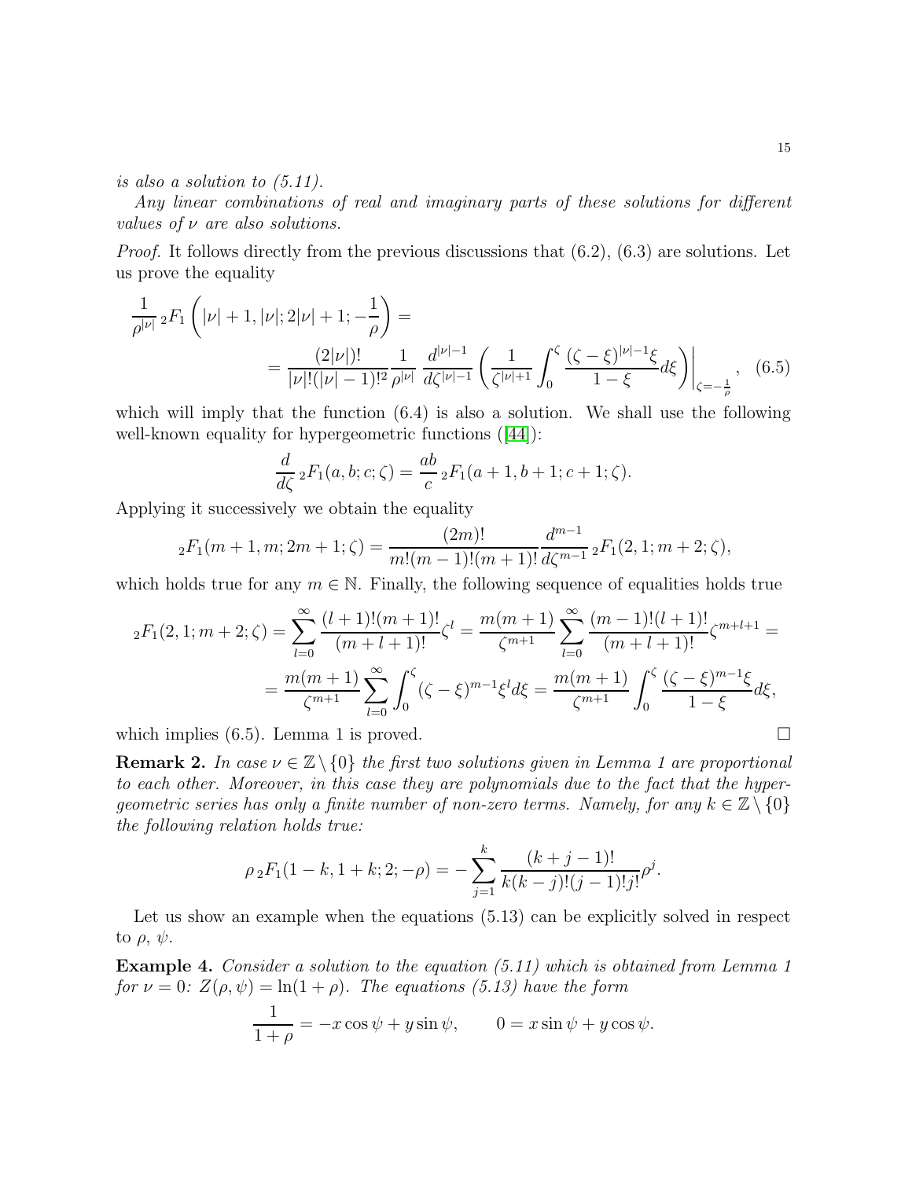*is also a solution to (5.11).*

*Any linear combinations of real and imaginary parts of these solutions for different values of $\nu$ are also solutions.*

*Proof.* It follows directly from the previous discussions that (6.2), (6.3) are solutions. Let us prove the equality

$$
\begin{aligned}
\frac{1}{\rho^{|\nu|}}\,{}_2F_1\left(|\nu|+1,|\nu|;2|\nu|+1;-\frac{1}{\rho}\right) = \\
= \frac{(2|\nu|)!}{|\nu|!(|\nu|-1)!^2}\frac{1}{\rho^{|\nu|}}\,\frac{d^{|\nu|-1}}{d\zeta^{|\nu|-1}}\left(\frac{1}{\zeta^{|\nu|+1}}\int_0^{\zeta}\frac{(\zeta-\xi)^{|\nu|-1}\xi}{1-\xi}d\xi\right)\Bigg|_{\zeta=-\frac{1}{\rho}}, \quad (6.5)
\end{aligned}
$$

which will imply that the function (6.4) is also a solution. We shall use the following well-known equality for hypergeometric functions ([44]):

$$
\frac{d}{d\zeta}\,{}_2F_1(a,b;c;\zeta) = \frac{ab}{c}\,{}_2F_1(a+1,b+1;c+1;\zeta).
$$

Applying it successively we obtain the equality

$$
{}_2F_1(m+1,m;2m+1;\zeta) = \frac{(2m)!}{m!(m-1)!(m+1)!}\frac{d^{m-1}}{d\zeta^{m-1}}\,{}_2F_1(2,1;m+2;\zeta),
$$

which holds true for any $m \in \mathbb{N}$. Finally, the following sequence of equalities holds true

$$
\begin{aligned}
{}_2F_1(2,1;m+2;\zeta) = \sum_{l=0}^{\infty}\frac{(l+1)!(m+1)!}{(m+l+1)!}\zeta^l = \frac{m(m+1)}{\zeta^{m+1}}\sum_{l=0}^{\infty}\frac{(m-1)!(l+1)!}{(m+l+1)!}\zeta^{m+l+1} = \\
= \frac{m(m+1)}{\zeta^{m+1}}\sum_{l=0}^{\infty}\int_0^{\zeta}(\zeta-\xi)^{m-1}\xi^l d\xi = \frac{m(m+1)}{\zeta^{m+1}}\int_0^{\zeta}\frac{(\zeta-\xi)^{m-1}\xi}{1-\xi}d\xi,
\end{aligned}
$$

which implies (6.5). Lemma 1 is proved. $\square$

**Remark 2.** *In case $\nu \in \mathbb{Z}\setminus\{0\}$ the first two solutions given in Lemma 1 are proportional to each other. Moreover, in this case they are polynomials due to the fact that the hypergeometric series has only a finite number of non-zero terms. Namely, for any $k \in \mathbb{Z}\setminus\{0\}$ the following relation holds true:*

$$
\rho\,{}_2F_1(1-k,1+k;2;-\rho) = -\sum_{j=1}^{k}\frac{(k+j-1)!}{k(k-j)!(j-1)!j!}\rho^j.
$$

Let us show an example when the equations (5.13) can be explicitly solved in respect to $\rho$, $\psi$.

**Example 4.** *Consider a solution to the equation (5.11) which is obtained from Lemma 1 for $\nu = 0$: $Z(\rho,\psi) = \ln(1+\rho)$. The equations (5.13) have the form*

$$
\frac{1}{1+\rho} = -x\cos\psi + y\sin\psi, \qquad 0 = x\sin\psi + y\cos\psi.
$$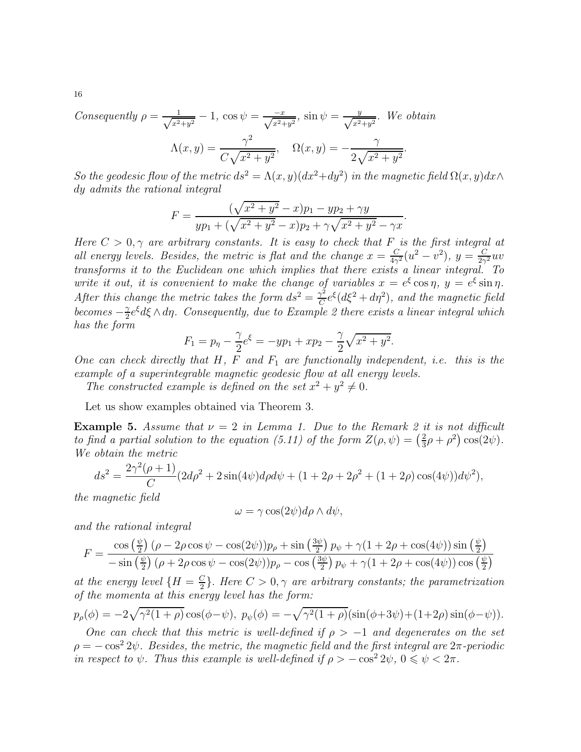*Consequently* $\rho = \frac{1}{\sqrt{x^2+y^2}} - 1$, $\cos\psi = \frac{-x}{\sqrt{x^2+y^2}}$, $\sin\psi = \frac{y}{\sqrt{x^2+y^2}}$. *We obtain*

$$\Lambda(x,y) = \frac{\gamma^2}{C\sqrt{x^2+y^2}}, \quad \Omega(x,y) = -\frac{\gamma}{2\sqrt{x^2+y^2}}.$$

*So the geodesic flow of the metric* $ds^2 = \Lambda(x,y)(dx^2+dy^2)$ *in the magnetic field* $\Omega(x,y)dx\wedge dy$ *admits the rational integral*

$$F = \frac{(\sqrt{x^2+y^2}-x)p_1 - yp_2 + \gamma y}{yp_1 + (\sqrt{x^2+y^2}-x)p_2 + \gamma\sqrt{x^2+y^2} - \gamma x}.$$

*Here* $C>0, \gamma$ *are arbitrary constants. It is easy to check that* $F$ *is the first integral at all energy levels. Besides, the metric is flat and the change* $x = \frac{C}{4\gamma^2}(u^2-v^2)$, $y = \frac{C}{2\gamma^2}uv$ *transforms it to the Euclidean one which implies that there exists a linear integral. To write it out, it is convenient to make the change of variables* $x = e^{\xi}\cos\eta$, $y = e^{\xi}\sin\eta$. *After this change the metric takes the form* $ds^2 = \frac{\gamma^2}{C}e^{\xi}(d\xi^2+d\eta^2)$, *and the magnetic field becomes* $-\frac{\gamma}{2}e^{\xi}d\xi\wedge d\eta$. *Consequently, due to Example 2 there exists a linear integral which has the form*

$$F_1 = p_\eta - \frac{\gamma}{2}e^{\xi} = -yp_1 + xp_2 - \frac{\gamma}{2}\sqrt{x^2+y^2}.$$

*One can check directly that* $H$, $F$ *and* $F_1$ *are functionally independent, i.e. this is the example of a superintegrable magnetic geodesic flow at all energy levels.*

*The constructed example is defined on the set* $x^2+y^2 \neq 0$.

Let us show examples obtained via Theorem 3.

**Example 5.** *Assume that* $\nu = 2$ *in Lemma 1. Due to the Remark 2 it is not difficult to find a partial solution to the equation (5.11) of the form* $Z(\rho,\psi) = \left(\frac{2}{3}\rho + \rho^2\right)\cos(2\psi)$. *We obtain the metric*

$$ds^2 = \frac{2\gamma^2(\rho+1)}{C}(2d\rho^2 + 2\sin(4\psi)d\rho d\psi + (1+2\rho+2\rho^2+(1+2\rho)\cos(4\psi))d\psi^2),$$

*the magnetic field*

$$\omega = \gamma\cos(2\psi)d\rho\wedge d\psi,$$

*and the rational integral*

$$F = \frac{\cos\left(\frac{\psi}{2}\right)(\rho - 2\rho\cos\psi - \cos(2\psi))p_\rho + \sin\left(\frac{3\psi}{2}\right)p_\psi + \gamma(1+2\rho+\cos(4\psi))\sin\left(\frac{\psi}{2}\right)}{-\sin\left(\frac{\psi}{2}\right)(\rho+2\rho\cos\psi - \cos(2\psi))p_\rho - \cos\left(\frac{3\psi}{2}\right)p_\psi + \gamma(1+2\rho+\cos(4\psi))\cos\left(\frac{\psi}{2}\right)}$$

*at the energy level* $\{H = \frac{C}{2}\}$. *Here* $C>0, \gamma$ *are arbitrary constants; the parametrization of the momenta at this energy level has the form:*

$$p_\rho(\phi) = -2\sqrt{\gamma^2(1+\rho)}\cos(\phi-\psi),\ p_\psi(\phi) = -\sqrt{\gamma^2(1+\rho)}(\sin(\phi+3\psi)+(1+2\rho)\sin(\phi-\psi)).$$

*One can check that this metric is well-defined if* $\rho > -1$ *and degenerates on the set* $\rho = -\cos^2 2\psi$. *Besides, the metric, the magnetic field and the first integral are* $2\pi$*-periodic in respect to* $\psi$. *Thus this example is well-defined if* $\rho > -\cos^2 2\psi$, $0 \leqslant \psi < 2\pi$.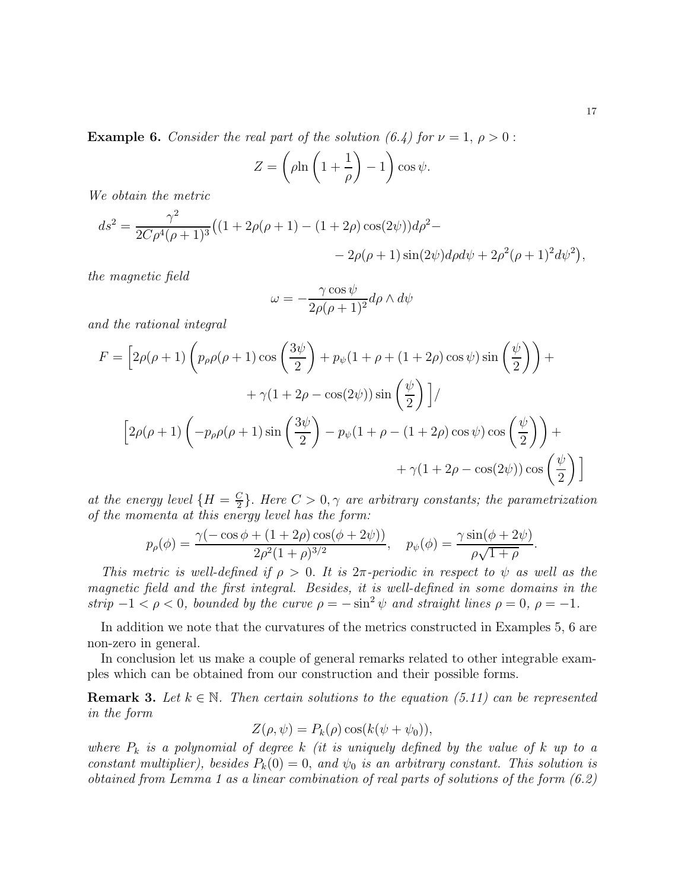**Example 6.** *Consider the real part of the solution (6.4) for $\nu = 1,\ \rho > 0$ :*

$$Z = \left(\rho \ln\left(1 + \frac{1}{\rho}\right) - 1\right)\cos\psi.$$

*We obtain the metric*

$$ds^2 = \frac{\gamma^2}{2C\rho^4(\rho+1)^3}\big((1 + 2\rho(\rho+1) - (1+2\rho)\cos(2\psi))d\rho^2 - \\ - 2\rho(\rho+1)\sin(2\psi)d\rho d\psi + 2\rho^2(\rho+1)^2 d\psi^2\big),$$

*the magnetic field*

$$\omega = -\frac{\gamma\cos\psi}{2\rho(\rho+1)^2}d\rho \wedge d\psi$$

*and the rational integral*

$$F = \Big[2\rho(\rho+1)\left(p_\rho\rho(\rho+1)\cos\left(\frac{3\psi}{2}\right) + p_\psi(1+\rho+(1+2\rho)\cos\psi)\sin\left(\frac{\psi}{2}\right)\right) + \\ + \gamma(1+2\rho-\cos(2\psi))\sin\left(\frac{\psi}{2}\right)\Big]/ \\ \Big[2\rho(\rho+1)\left(-p_\rho\rho(\rho+1)\sin\left(\frac{3\psi}{2}\right) - p_\psi(1+\rho-(1+2\rho)\cos\psi)\cos\left(\frac{\psi}{2}\right)\right) + \\ + \gamma(1+2\rho-\cos(2\psi))\cos\left(\frac{\psi}{2}\right)\Big]$$

*at the energy level $\{H = \frac{C}{2}\}$. Here $C > 0, \gamma$ are arbitrary constants; the parametrization of the momenta at this energy level has the form:*

$$p_\rho(\phi) = \frac{\gamma(-\cos\phi + (1+2\rho)\cos(\phi+2\psi))}{2\rho^2(1+\rho)^{3/2}}, \quad p_\psi(\phi) = \frac{\gamma\sin(\phi+2\psi)}{\rho\sqrt{1+\rho}}.$$

*This metric is well-defined if $\rho > 0$. It is $2\pi$-periodic in respect to $\psi$ as well as the magnetic field and the first integral. Besides, it is well-defined in some domains in the strip $-1 < \rho < 0$, bounded by the curve $\rho = -\sin^2\psi$ and straight lines $\rho = 0,\ \rho = -1$.*

In addition we note that the curvatures of the metrics constructed in Examples 5, 6 are non-zero in general.

In conclusion let us make a couple of general remarks related to other integrable examples which can be obtained from our construction and their possible forms.

**Remark 3.** *Let $k \in \mathbb{N}$. Then certain solutions to the equation (5.11) can be represented in the form*

$$Z(\rho, \psi) = P_k(\rho)\cos(k(\psi + \psi_0)),$$

*where $P_k$ is a polynomial of degree $k$ (it is uniquely defined by the value of $k$ up to a constant multiplier), besides $P_k(0) = 0$, and $\psi_0$ is an arbitrary constant. This solution is obtained from Lemma 1 as a linear combination of real parts of solutions of the form (6.2)*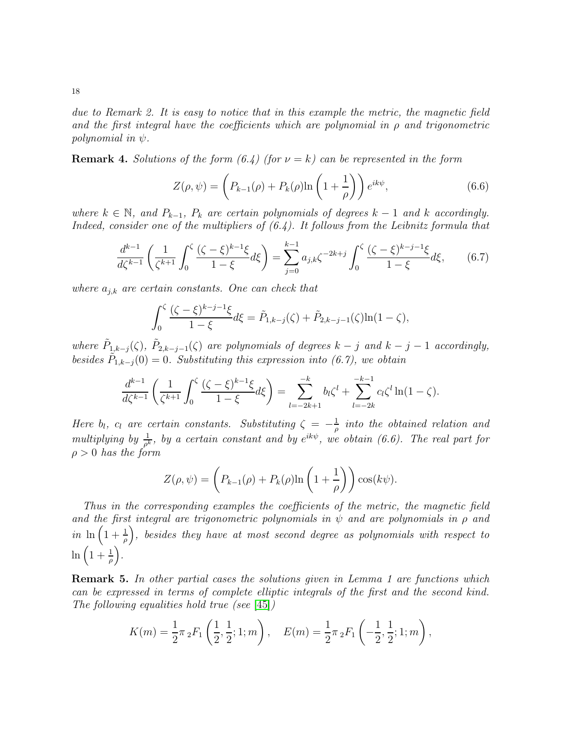*due to Remark 2. It is easy to notice that in this example the metric, the magnetic field and the first integral have the coefficients which are polynomial in $\rho$ and trigonometric polynomial in $\psi$.*

**Remark 4.** *Solutions of the form (6.4) (for $\nu = k$) can be represented in the form*

$$Z(\rho,\psi) = \left(P_{k-1}(\rho) + P_k(\rho)\ln\left(1+\frac{1}{\rho}\right)\right)e^{ik\psi}, \tag{6.6}$$

*where $k \in \mathbb{N}$, and $P_{k-1}$, $P_k$ are certain polynomials of degrees $k-1$ and $k$ accordingly. Indeed, consider one of the multipliers of (6.4). It follows from the Leibnitz formula that*

$$\frac{d^{k-1}}{d\zeta^{k-1}}\left(\frac{1}{\zeta^{k+1}}\int_0^\zeta \frac{(\zeta-\xi)^{k-1}\xi}{1-\xi}d\xi\right) = \sum_{j=0}^{k-1} a_{j,k}\zeta^{-2k+j}\int_0^\zeta \frac{(\zeta-\xi)^{k-j-1}\xi}{1-\xi}d\xi, \tag{6.7}$$

*where $a_{j,k}$ are certain constants. One can check that*

$$\int_0^\zeta \frac{(\zeta-\xi)^{k-j-1}\xi}{1-\xi}d\xi = \tilde{P}_{1,k-j}(\zeta) + \tilde{P}_{2,k-j-1}(\zeta)\ln(1-\zeta),$$

*where $\tilde{P}_{1,k-j}(\zeta)$, $\tilde{P}_{2,k-j-1}(\zeta)$ are polynomials of degrees $k-j$ and $k-j-1$ accordingly, besides $\tilde{P}_{1,k-j}(0) = 0$. Substituting this expression into (6.7), we obtain*

$$\frac{d^{k-1}}{d\zeta^{k-1}}\left(\frac{1}{\zeta^{k+1}}\int_0^\zeta \frac{(\zeta-\xi)^{k-1}\xi}{1-\xi}d\xi\right) = \sum_{l=-2k+1}^{-k} b_l\zeta^l + \sum_{l=-2k}^{-k-1} c_l\zeta^l\ln(1-\zeta).$$

*Here $b_l$, $c_l$ are certain constants. Substituting $\zeta = -\frac{1}{\rho}$ into the obtained relation and multiplying by $\frac{1}{\rho^k}$, by a certain constant and by $e^{ik\psi}$, we obtain (6.6). The real part for $\rho > 0$ has the form*

$$Z(\rho,\psi) = \left(P_{k-1}(\rho) + P_k(\rho)\ln\left(1+\frac{1}{\rho}\right)\right)\cos(k\psi).$$

*Thus in the corresponding examples the coefficients of the metric, the magnetic field and the first integral are trigonometric polynomials in $\psi$ and are polynomials in $\rho$ and in $\ln\left(1+\frac{1}{\rho}\right)$, besides they have at most second degree as polynomials with respect to $\ln\left(1+\frac{1}{\rho}\right)$.*

**Remark 5.** *In other partial cases the solutions given in Lemma 1 are functions which can be expressed in terms of complete elliptic integrals of the first and the second kind. The following equalities hold true (see [45])*

$$K(m) = \frac{1}{2}\pi\,{}_2F_1\left(\frac{1}{2},\frac{1}{2};1;m\right), \quad E(m) = \frac{1}{2}\pi\,{}_2F_1\left(-\frac{1}{2},\frac{1}{2};1;m\right),$$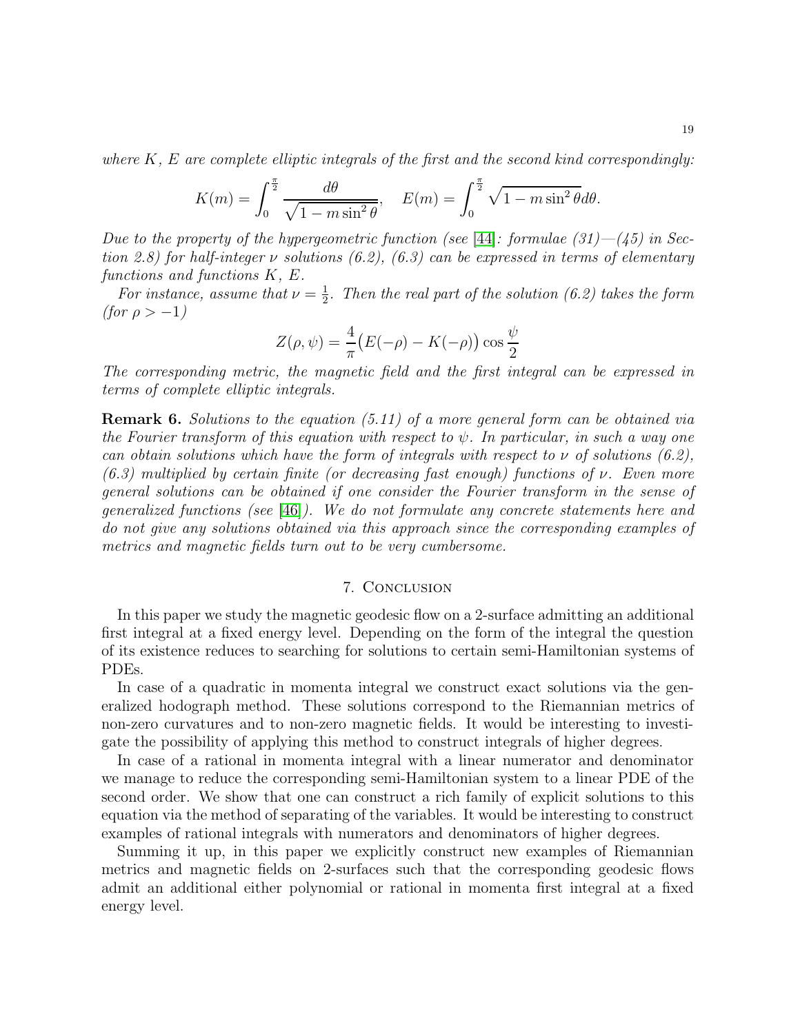*where $K$, $E$ are complete elliptic integrals of the first and the second kind correspondingly:*

$$K(m) = \int_0^{\frac{\pi}{2}} \frac{d\theta}{\sqrt{1 - m\sin^2\theta}}, \quad E(m) = \int_0^{\frac{\pi}{2}} \sqrt{1 - m\sin^2\theta}d\theta.$$

*Due to the property of the hypergeometric function (see [44]: formulae (31)—(45) in Section 2.8) for half-integer $\nu$ solutions (6.2), (6.3) can be expressed in terms of elementary functions and functions $K$, $E$.*

*For instance, assume that $\nu = \frac{1}{2}$. Then the real part of the solution (6.2) takes the form (for $\rho > -1$)*

$$Z(\rho, \psi) = \frac{4}{\pi}\big(E(-\rho) - K(-\rho)\big)\cos\frac{\psi}{2}$$

*The corresponding metric, the magnetic field and the first integral can be expressed in terms of complete elliptic integrals.*

**Remark 6.** *Solutions to the equation (5.11) of a more general form can be obtained via the Fourier transform of this equation with respect to $\psi$. In particular, in such a way one can obtain solutions which have the form of integrals with respect to $\nu$ of solutions (6.2), (6.3) multiplied by certain finite (or decreasing fast enough) functions of $\nu$. Even more general solutions can be obtained if one consider the Fourier transform in the sense of generalized functions (see [46]). We do not formulate any concrete statements here and do not give any solutions obtained via this approach since the corresponding examples of metrics and magnetic fields turn out to be very cumbersome.*

## 7. Conclusion

In this paper we study the magnetic geodesic flow on a 2-surface admitting an additional first integral at a fixed energy level. Depending on the form of the integral the question of its existence reduces to searching for solutions to certain semi-Hamiltonian systems of PDEs.

In case of a quadratic in momenta integral we construct exact solutions via the generalized hodograph method. These solutions correspond to the Riemannian metrics of non-zero curvatures and to non-zero magnetic fields. It would be interesting to investigate the possibility of applying this method to construct integrals of higher degrees.

In case of a rational in momenta integral with a linear numerator and denominator we manage to reduce the corresponding semi-Hamiltonian system to a linear PDE of the second order. We show that one can construct a rich family of explicit solutions to this equation via the method of separating of the variables. It would be interesting to construct examples of rational integrals with numerators and denominators of higher degrees.

Summing it up, in this paper we explicitly construct new examples of Riemannian metrics and magnetic fields on 2-surfaces such that the corresponding geodesic flows admit an additional either polynomial or rational in momenta first integral at a fixed energy level.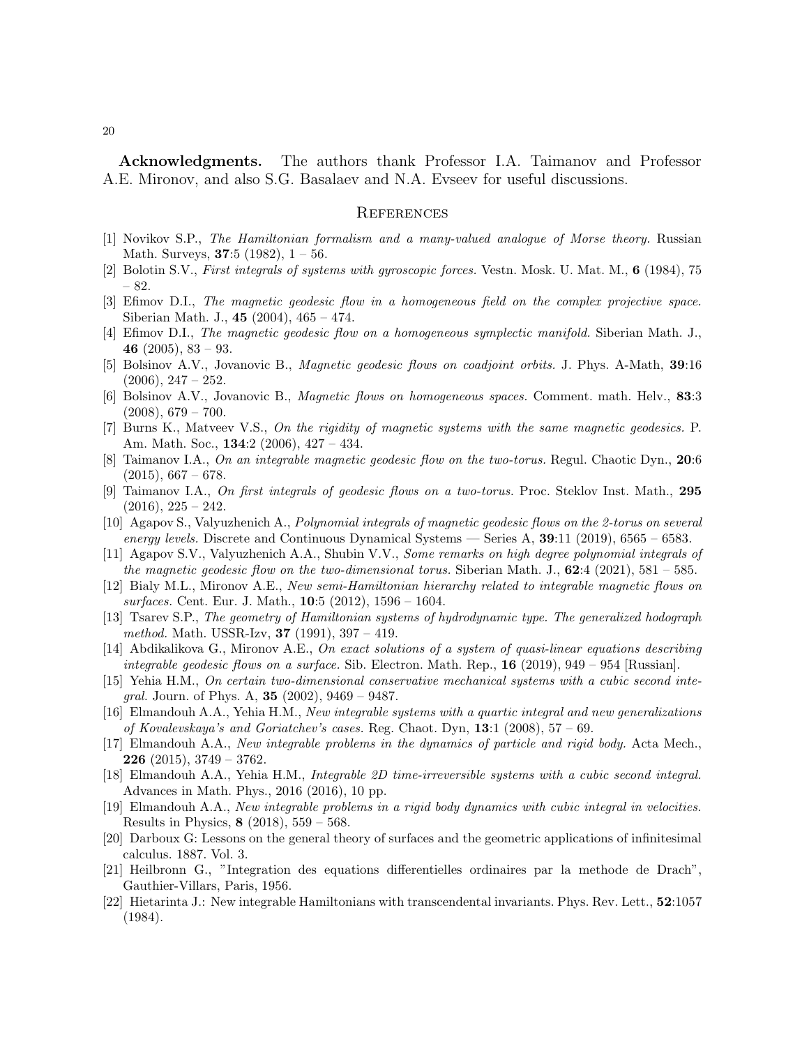**Acknowledgments.** The authors thank Professor I.A. Taimanov and Professor A.E. Mironov, and also S.G. Basalaev and N.A. Evseev for useful discussions.

## References

[1] Novikov S.P., *The Hamiltonian formalism and a many-valued analogue of Morse theory.* Russian Math. Surveys, **37**:5 (1982), 1 – 56.

[2] Bolotin S.V., *First integrals of systems with gyroscopic forces.* Vestn. Mosk. U. Mat. M., **6** (1984), 75 – 82.

[3] Efimov D.I., *The magnetic geodesic flow in a homogeneous field on the complex projective space.* Siberian Math. J., **45** (2004), 465 – 474.

[4] Efimov D.I., *The magnetic geodesic flow on a homogeneous symplectic manifold.* Siberian Math. J., **46** (2005), 83 – 93.

[5] Bolsinov A.V., Jovanovic B., *Magnetic geodesic flows on coadjoint orbits.* J. Phys. A-Math, **39**:16 (2006), 247 – 252.

[6] Bolsinov A.V., Jovanovic B., *Magnetic flows on homogeneous spaces.* Comment. math. Helv., **83**:3 (2008), 679 – 700.

[7] Burns K., Matveev V.S., *On the rigidity of magnetic systems with the same magnetic geodesics.* P. Am. Math. Soc., **134**:2 (2006), 427 – 434.

[8] Taimanov I.A., *On an integrable magnetic geodesic flow on the two-torus.* Regul. Chaotic Dyn., **20**:6 (2015), 667 – 678.

[9] Taimanov I.A., *On first integrals of geodesic flows on a two-torus.* Proc. Steklov Inst. Math., **295** (2016), 225 – 242.

[10] Agapov S., Valyuzhenich A., *Polynomial integrals of magnetic geodesic flows on the 2-torus on several energy levels.* Discrete and Continuous Dynamical Systems — Series A, **39**:11 (2019), 6565 – 6583.

[11] Agapov S.V., Valyuzhenich A.A., Shubin V.V., *Some remarks on high degree polynomial integrals of the magnetic geodesic flow on the two-dimensional torus.* Siberian Math. J., **62**:4 (2021), 581 – 585.

[12] Bialy M.L., Mironov A.E., *New semi-Hamiltonian hierarchy related to integrable magnetic flows on surfaces.* Cent. Eur. J. Math., **10**:5 (2012), 1596 – 1604.

[13] Tsarev S.P., *The geometry of Hamiltonian systems of hydrodynamic type. The generalized hodograph method.* Math. USSR-Izv, **37** (1991), 397 – 419.

[14] Abdikalikova G., Mironov A.E., *On exact solutions of a system of quasi-linear equations describing integrable geodesic flows on a surface.* Sib. Electron. Math. Rep., **16** (2019), 949 – 954 [Russian].

[15] Yehia H.M., *On certain two-dimensional conservative mechanical systems with a cubic second integral.* Journ. of Phys. A, **35** (2002), 9469 – 9487.

[16] Elmandouh A.A., Yehia H.M., *New integrable systems with a quartic integral and new generalizations of Kovalevskaya's and Goriatchev's cases.* Reg. Chaot. Dyn, **13**:1 (2008), 57 – 69.

[17] Elmandouh A.A., *New integrable problems in the dynamics of particle and rigid body.* Acta Mech., **226** (2015), 3749 – 3762.

[18] Elmandouh A.A., Yehia H.M., *Integrable 2D time-irreversible systems with a cubic second integral.* Advances in Math. Phys., 2016 (2016), 10 pp.

[19] Elmandouh A.A., *New integrable problems in a rigid body dynamics with cubic integral in velocities.* Results in Physics, **8** (2018), 559 – 568.

[20] Darboux G: Lessons on the general theory of surfaces and the geometric applications of infinitesimal calculus. 1887. Vol. 3.

[21] Heilbronn G., "Integration des equations differentielles ordinaires par la methode de Drach", Gauthier-Villars, Paris, 1956.

[22] Hietarinta J.: New integrable Hamiltonians with transcendental invariants. Phys. Rev. Lett., **52**:1057 (1984).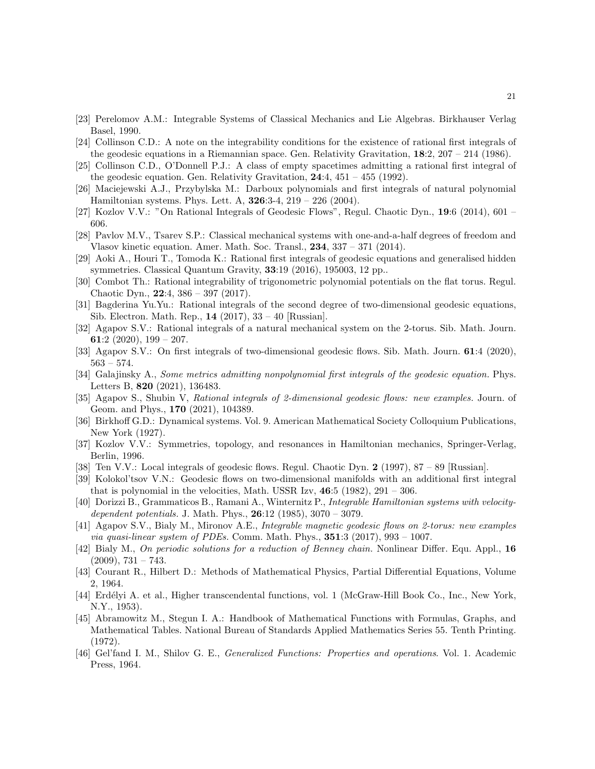[23] Perelomov A.M.: Integrable Systems of Classical Mechanics and Lie Algebras. Birkhauser Verlag Basel, 1990.

[24] Collinson C.D.: A note on the integrability conditions for the existence of rational first integrals of the geodesic equations in a Riemannian space. Gen. Relativity Gravitation, **18**:2, 207 – 214 (1986).

[25] Collinson C.D., O'Donnell P.J.: A class of empty spacetimes admitting a rational first integral of the geodesic equation. Gen. Relativity Gravitation, **24**:4, 451 – 455 (1992).

[26] Maciejewski A.J., Przybylska M.: Darboux polynomials and first integrals of natural polynomial Hamiltonian systems. Phys. Lett. A, **326**:3-4, 219 – 226 (2004).

[27] Kozlov V.V.: "On Rational Integrals of Geodesic Flows", Regul. Chaotic Dyn., **19**:6 (2014), 601 – 606.

[28] Pavlov M.V., Tsarev S.P.: Classical mechanical systems with one-and-a-half degrees of freedom and Vlasov kinetic equation. Amer. Math. Soc. Transl., **234**, 337 – 371 (2014).

[29] Aoki A., Houri T., Tomoda K.: Rational first integrals of geodesic equations and generalised hidden symmetries. Classical Quantum Gravity, **33**:19 (2016), 195003, 12 pp..

[30] Combot Th.: Rational integrability of trigonometric polynomial potentials on the flat torus. Regul. Chaotic Dyn., **22**:4, 386 – 397 (2017).

[31] Bagderina Yu.Yu.: Rational integrals of the second degree of two-dimensional geodesic equations, Sib. Electron. Math. Rep., **14** (2017), 33 – 40 [Russian].

[32] Agapov S.V.: Rational integrals of a natural mechanical system on the 2-torus. Sib. Math. Journ. **61**:2 (2020), 199 – 207.

[33] Agapov S.V.: On first integrals of two-dimensional geodesic flows. Sib. Math. Journ. **61**:4 (2020), 563 – 574.

[34] Galajinsky A., *Some metrics admitting nonpolynomial first integrals of the geodesic equation.* Phys. Letters B, **820** (2021), 136483.

[35] Agapov S., Shubin V, *Rational integrals of 2-dimensional geodesic flows: new examples.* Journ. of Geom. and Phys., **170** (2021), 104389.

[36] Birkhoff G.D.: Dynamical systems. Vol. 9. American Mathematical Society Colloquium Publications, New York (1927).

[37] Kozlov V.V.: Symmetries, topology, and resonances in Hamiltonian mechanics, Springer-Verlag, Berlin, 1996.

[38] Ten V.V.: Local integrals of geodesic flows. Regul. Chaotic Dyn. **2** (1997), 87 – 89 [Russian].

[39] Kolokol'tsov V.N.: Geodesic flows on two-dimensional manifolds with an additional first integral that is polynomial in the velocities, Math. USSR Izv, **46**:5 (1982), 291 – 306.

[40] Dorizzi B., Grammaticos B., Ramani A., Winternitz P., *Integrable Hamiltonian systems with velocity-dependent potentials.* J. Math. Phys., **26**:12 (1985), 3070 – 3079.

[41] Agapov S.V., Bialy M., Mironov A.E., *Integrable magnetic geodesic flows on 2-torus: new examples via quasi-linear system of PDEs.* Comm. Math. Phys., **351**:3 (2017), 993 – 1007.

[42] Bialy M., *On periodic solutions for a reduction of Benney chain.* Nonlinear Differ. Equ. Appl., **16** (2009), 731 – 743.

[43] Courant R., Hilbert D.: Methods of Mathematical Physics, Partial Differential Equations, Volume 2, 1964.

[44] Erdélyi A. et al., Higher transcendental functions, vol. 1 (McGraw-Hill Book Co., Inc., New York, N.Y., 1953).

[45] Abramowitz M., Stegun I. A.: Handbook of Mathematical Functions with Formulas, Graphs, and Mathematical Tables. National Bureau of Standards Applied Mathematics Series 55. Tenth Printing. (1972).

[46] Gel'fand I. M., Shilov G. E., *Generalized Functions: Properties and operations*. Vol. 1. Academic Press, 1964.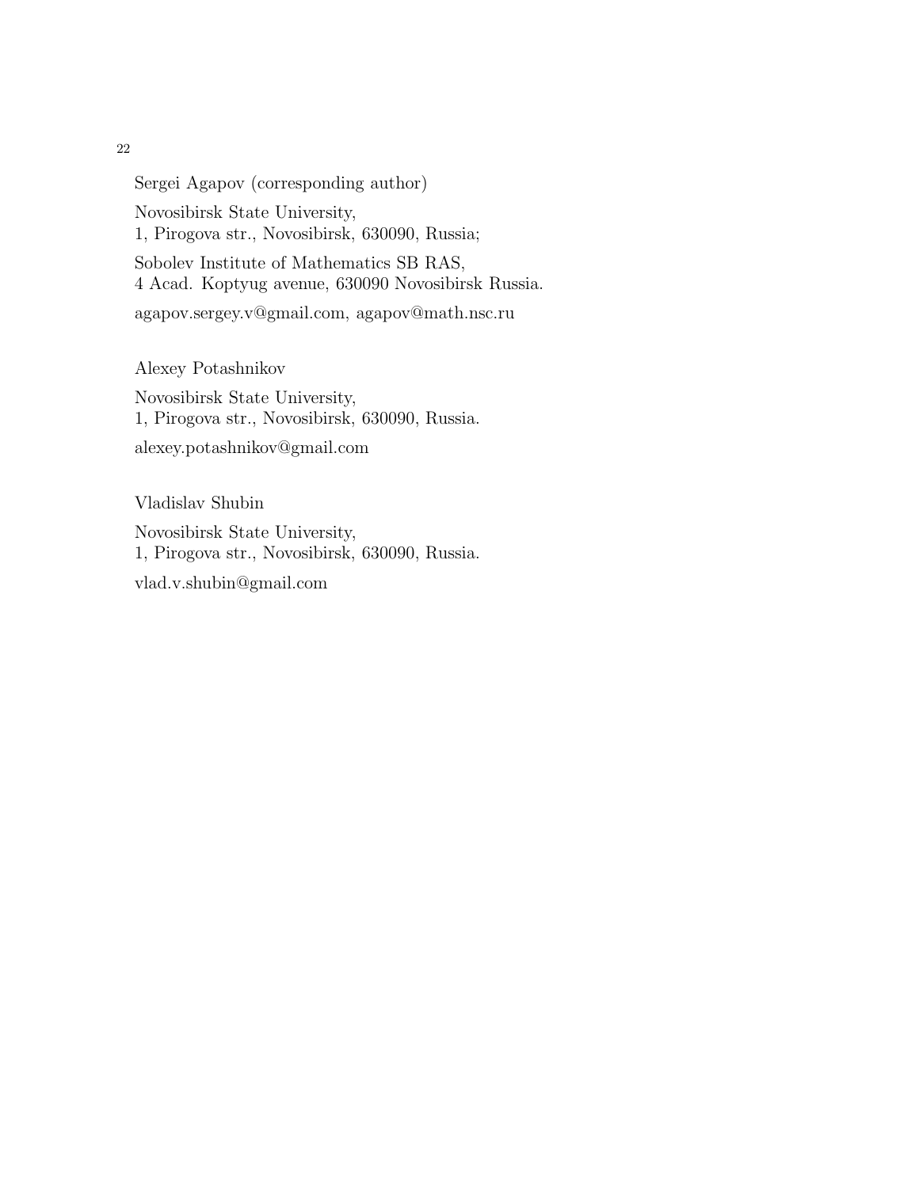Sergei Agapov (corresponding author)

Novosibirsk State University,
1, Pirogova str., Novosibirsk, 630090, Russia;

Sobolev Institute of Mathematics SB RAS,
4 Acad. Koptyug avenue, 630090 Novosibirsk Russia.

agapov.sergey.v@gmail.com, agapov@math.nsc.ru

Alexey Potashnikov

Novosibirsk State University,
1, Pirogova str., Novosibirsk, 630090, Russia.

alexey.potashnikov@gmail.com

Vladislav Shubin

Novosibirsk State University,
1, Pirogova str., Novosibirsk, 630090, Russia.

vlad.v.shubin@gmail.com